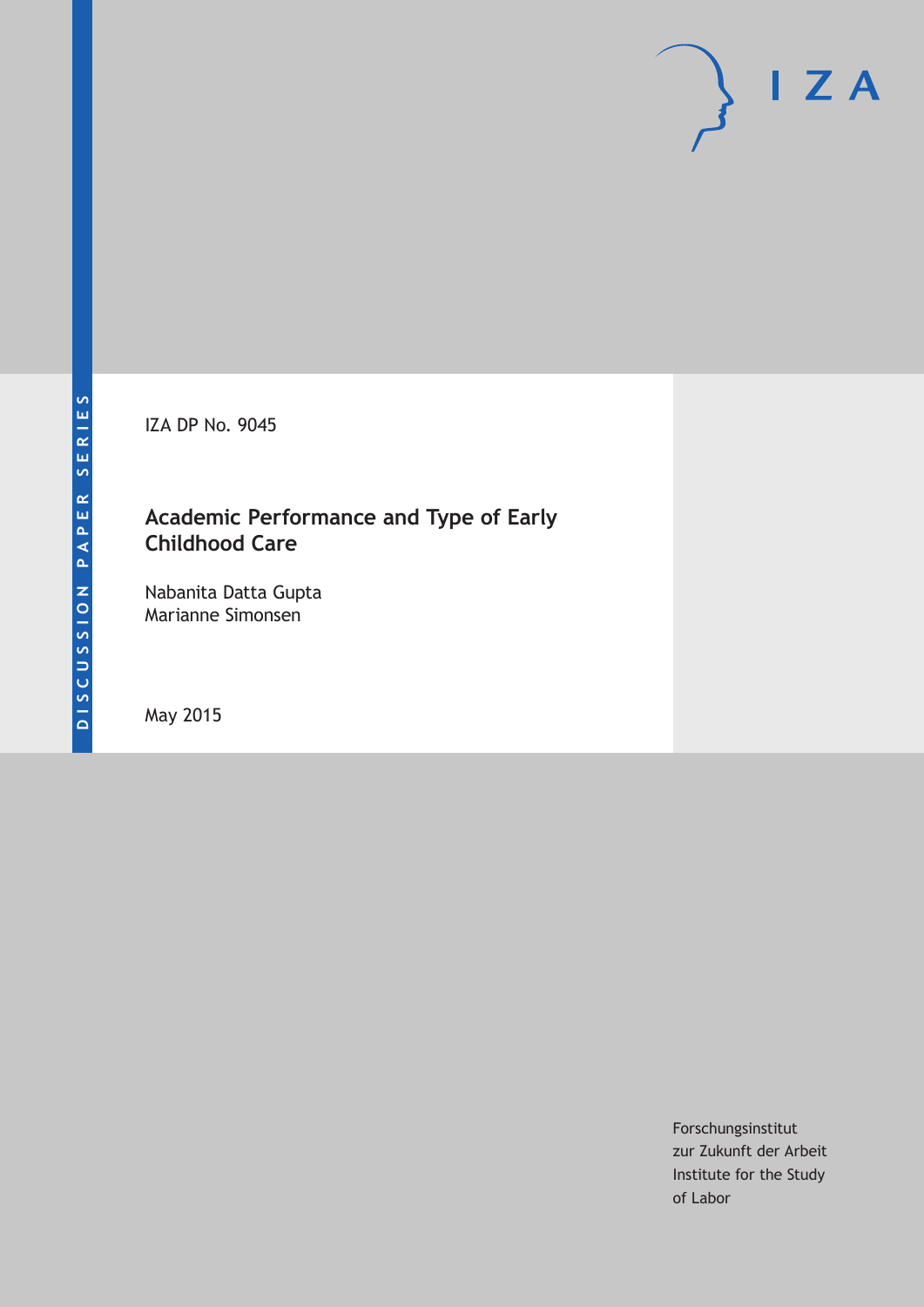DISCUSSION PAPER SERIES

IZA DP No. 9045

# Academic Performance and Type of Early Childhood Care

Nabanita Datta Gupta
Marianne Simonsen

May 2015

Forschungsinstitut
zur Zukunft der Arbeit
Institute for the Study
of Labor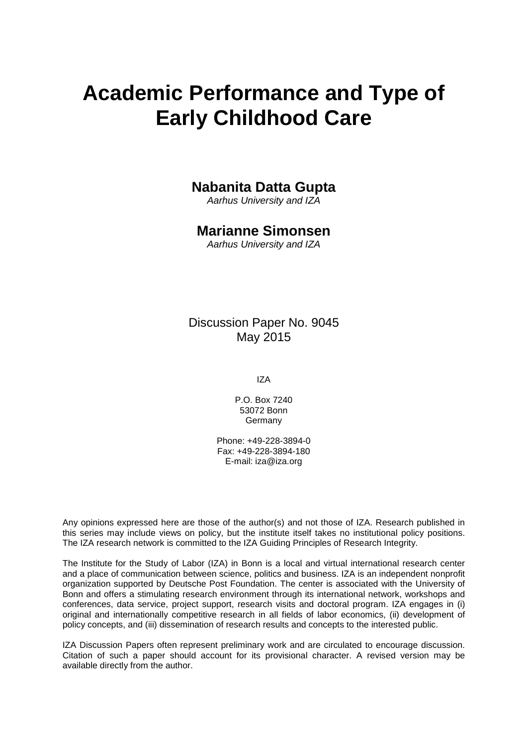# Academic Performance and Type of Early Childhood Care

**Nabanita Datta Gupta**
*Aarhus University and IZA*

**Marianne Simonsen**
*Aarhus University and IZA*

Discussion Paper No. 9045
May 2015

IZA

P.O. Box 7240
53072 Bonn
Germany

Phone: +49-228-3894-0
Fax: +49-228-3894-180
E-mail: iza@iza.org

Any opinions expressed here are those of the author(s) and not those of IZA. Research published in this series may include views on policy, but the institute itself takes no institutional policy positions. The IZA research network is committed to the IZA Guiding Principles of Research Integrity.

The Institute for the Study of Labor (IZA) in Bonn is a local and virtual international research center and a place of communication between science, politics and business. IZA is an independent nonprofit organization supported by Deutsche Post Foundation. The center is associated with the University of Bonn and offers a stimulating research environment through its international network, workshops and conferences, data service, project support, research visits and doctoral program. IZA engages in (i) original and internationally competitive research in all fields of labor economics, (ii) development of policy concepts, and (iii) dissemination of research results and concepts to the interested public.

IZA Discussion Papers often represent preliminary work and are circulated to encourage discussion. Citation of such a paper should account for its provisional character. A revised version may be available directly from the author.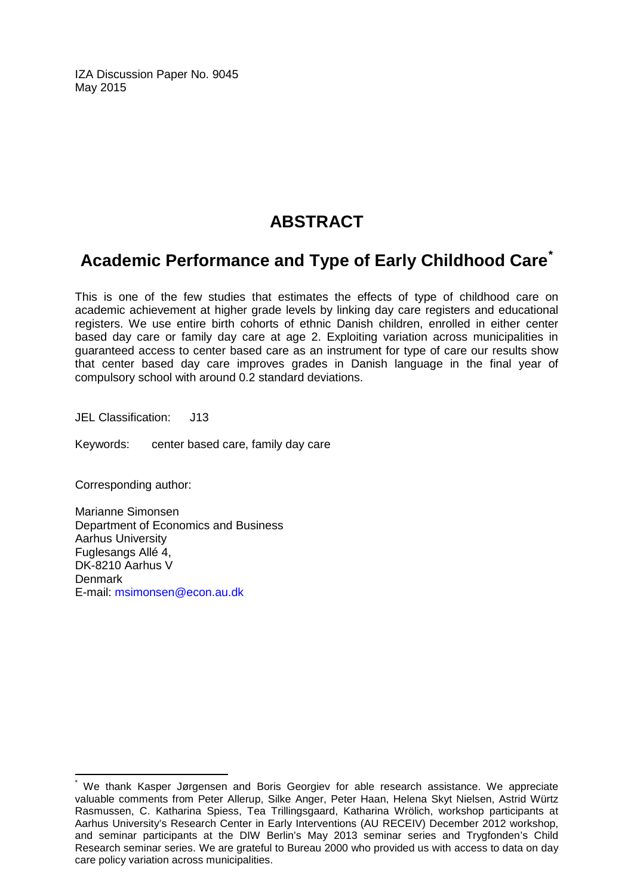IZA Discussion Paper No. 9045
May 2015

# ABSTRACT

## Academic Performance and Type of Early Childhood Care*

This is one of the few studies that estimates the effects of type of childhood care on academic achievement at higher grade levels by linking day care registers and educational registers. We use entire birth cohorts of ethnic Danish children, enrolled in either center based day care or family day care at age 2. Exploiting variation across municipalities in guaranteed access to center based care as an instrument for type of care our results show that center based day care improves grades in Danish language in the final year of compulsory school with around 0.2 standard deviations.

JEL Classification: J13

Keywords: center based care, family day care

Corresponding author:

Marianne Simonsen
Department of Economics and Business
Aarhus University
Fuglesangs Allé 4,
DK-8210 Aarhus V
Denmark
E-mail: msimonsen@econ.au.dk

---

* We thank Kasper Jørgensen and Boris Georgiev for able research assistance. We appreciate valuable comments from Peter Allerup, Silke Anger, Peter Haan, Helena Skyt Nielsen, Astrid Würtz Rasmussen, C. Katharina Spiess, Tea Trillingsgaard, Katharina Wrölich, workshop participants at Aarhus University's Research Center in Early Interventions (AU RECEIV) December 2012 workshop, and seminar participants at the DIW Berlin's May 2013 seminar series and Trygfonden's Child Research seminar series. We are grateful to Bureau 2000 who provided us with access to data on day care policy variation across municipalities.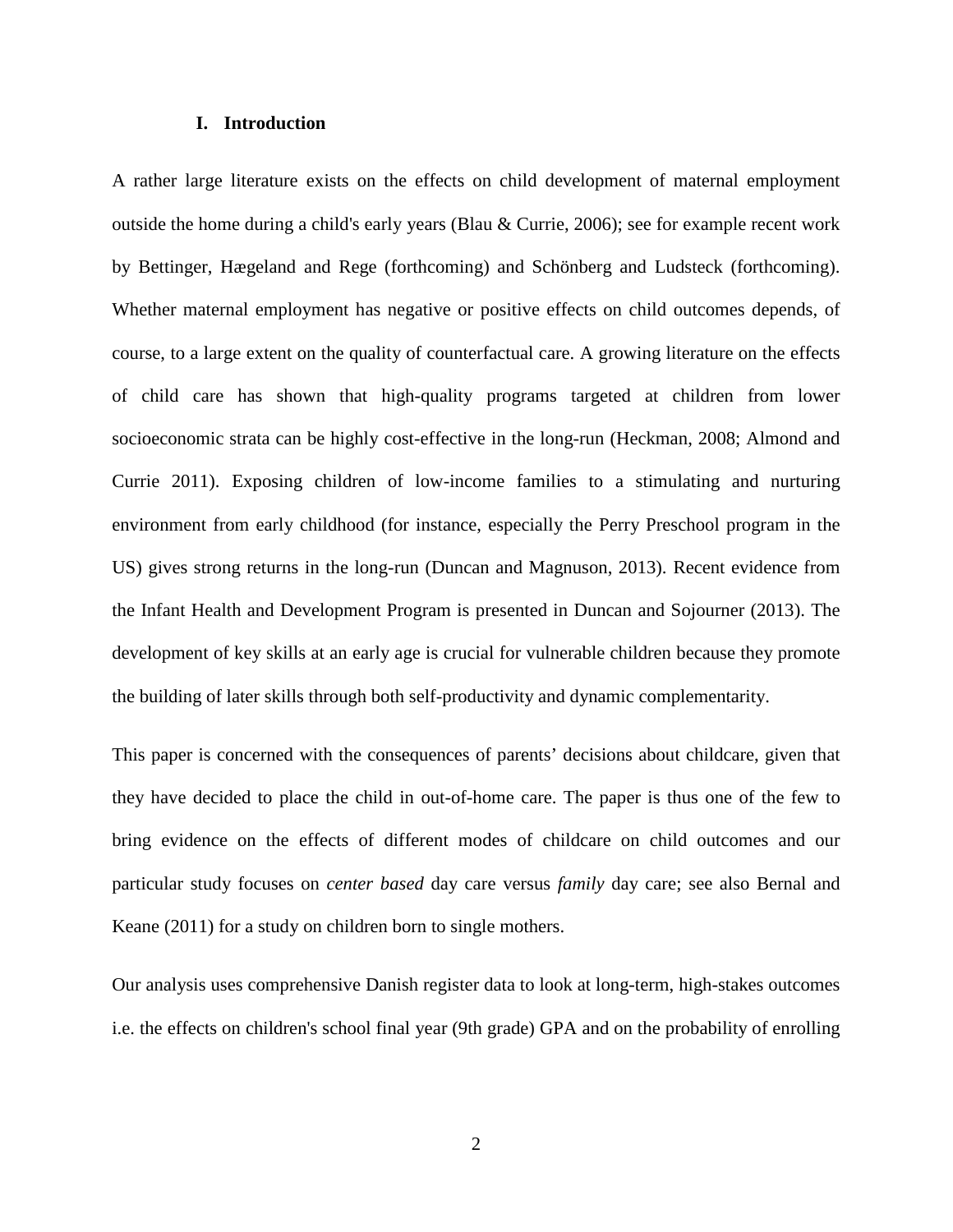## I. Introduction

A rather large literature exists on the effects on child development of maternal employment outside the home during a child's early years (Blau & Currie, 2006); see for example recent work by Bettinger, Hægeland and Rege (forthcoming) and Schönberg and Ludsteck (forthcoming). Whether maternal employment has negative or positive effects on child outcomes depends, of course, to a large extent on the quality of counterfactual care. A growing literature on the effects of child care has shown that high-quality programs targeted at children from lower socioeconomic strata can be highly cost-effective in the long-run (Heckman, 2008; Almond and Currie 2011). Exposing children of low-income families to a stimulating and nurturing environment from early childhood (for instance, especially the Perry Preschool program in the US) gives strong returns in the long-run (Duncan and Magnuson, 2013). Recent evidence from the Infant Health and Development Program is presented in Duncan and Sojourner (2013). The development of key skills at an early age is crucial for vulnerable children because they promote the building of later skills through both self-productivity and dynamic complementarity.

This paper is concerned with the consequences of parents' decisions about childcare, given that they have decided to place the child in out-of-home care. The paper is thus one of the few to bring evidence on the effects of different modes of childcare on child outcomes and our particular study focuses on *center based* day care versus *family* day care; see also Bernal and Keane (2011) for a study on children born to single mothers.

Our analysis uses comprehensive Danish register data to look at long-term, high-stakes outcomes i.e. the effects on children's school final year (9th grade) GPA and on the probability of enrolling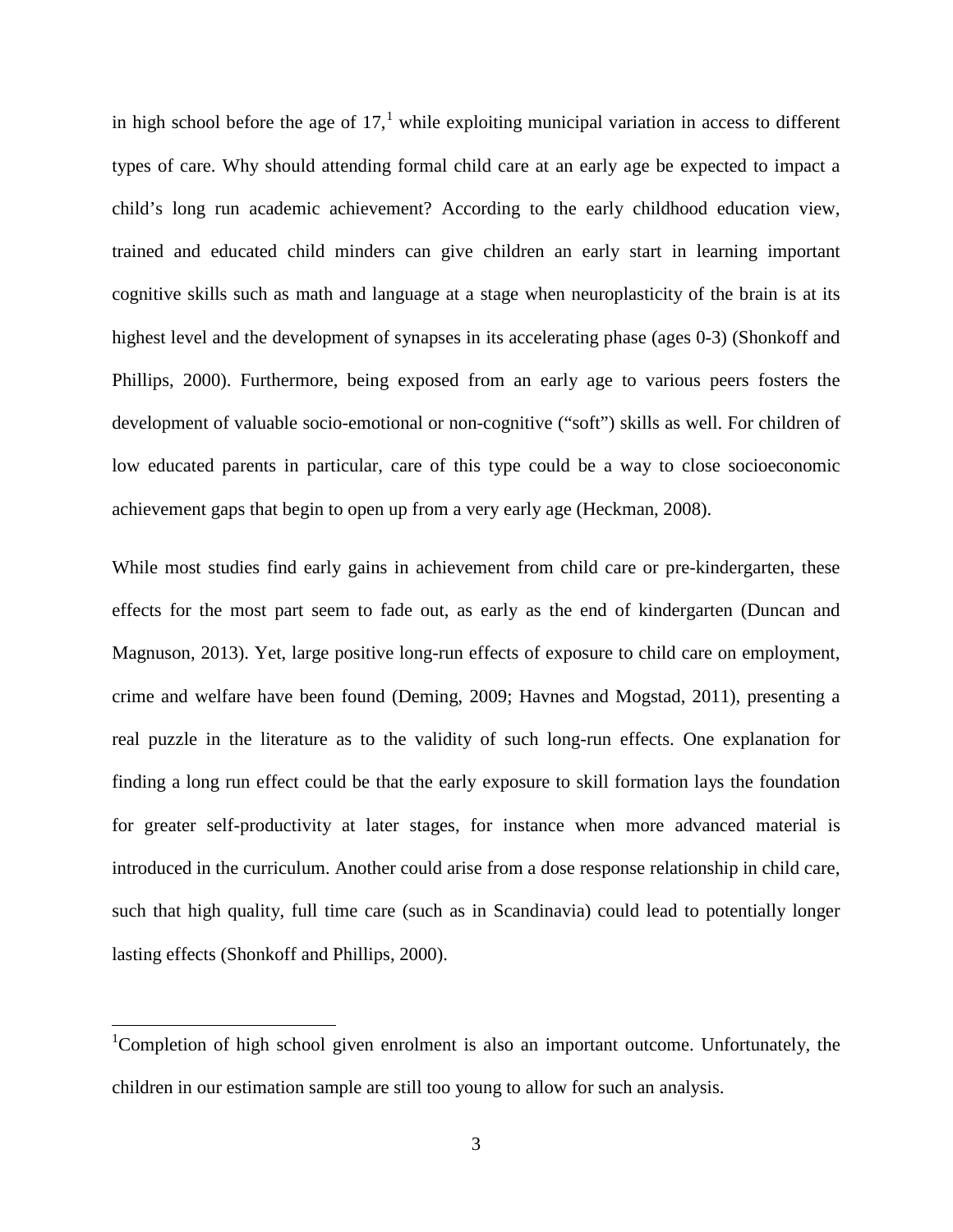in high school before the age of 17,[1] while exploiting municipal variation in access to different types of care. Why should attending formal child care at an early age be expected to impact a child's long run academic achievement? According to the early childhood education view, trained and educated child minders can give children an early start in learning important cognitive skills such as math and language at a stage when neuroplasticity of the brain is at its highest level and the development of synapses in its accelerating phase (ages 0-3) (Shonkoff and Phillips, 2000). Furthermore, being exposed from an early age to various peers fosters the development of valuable socio-emotional or non-cognitive ("soft") skills as well. For children of low educated parents in particular, care of this type could be a way to close socioeconomic achievement gaps that begin to open up from a very early age (Heckman, 2008).

While most studies find early gains in achievement from child care or pre-kindergarten, these effects for the most part seem to fade out, as early as the end of kindergarten (Duncan and Magnuson, 2013). Yet, large positive long-run effects of exposure to child care on employment, crime and welfare have been found (Deming, 2009; Havnes and Mogstad, 2011), presenting a real puzzle in the literature as to the validity of such long-run effects. One explanation for finding a long run effect could be that the early exposure to skill formation lays the foundation for greater self-productivity at later stages, for instance when more advanced material is introduced in the curriculum. Another could arise from a dose response relationship in child care, such that high quality, full time care (such as in Scandinavia) could lead to potentially longer lasting effects (Shonkoff and Phillips, 2000).

[1]Completion of high school given enrolment is also an important outcome. Unfortunately, the children in our estimation sample are still too young to allow for such an analysis.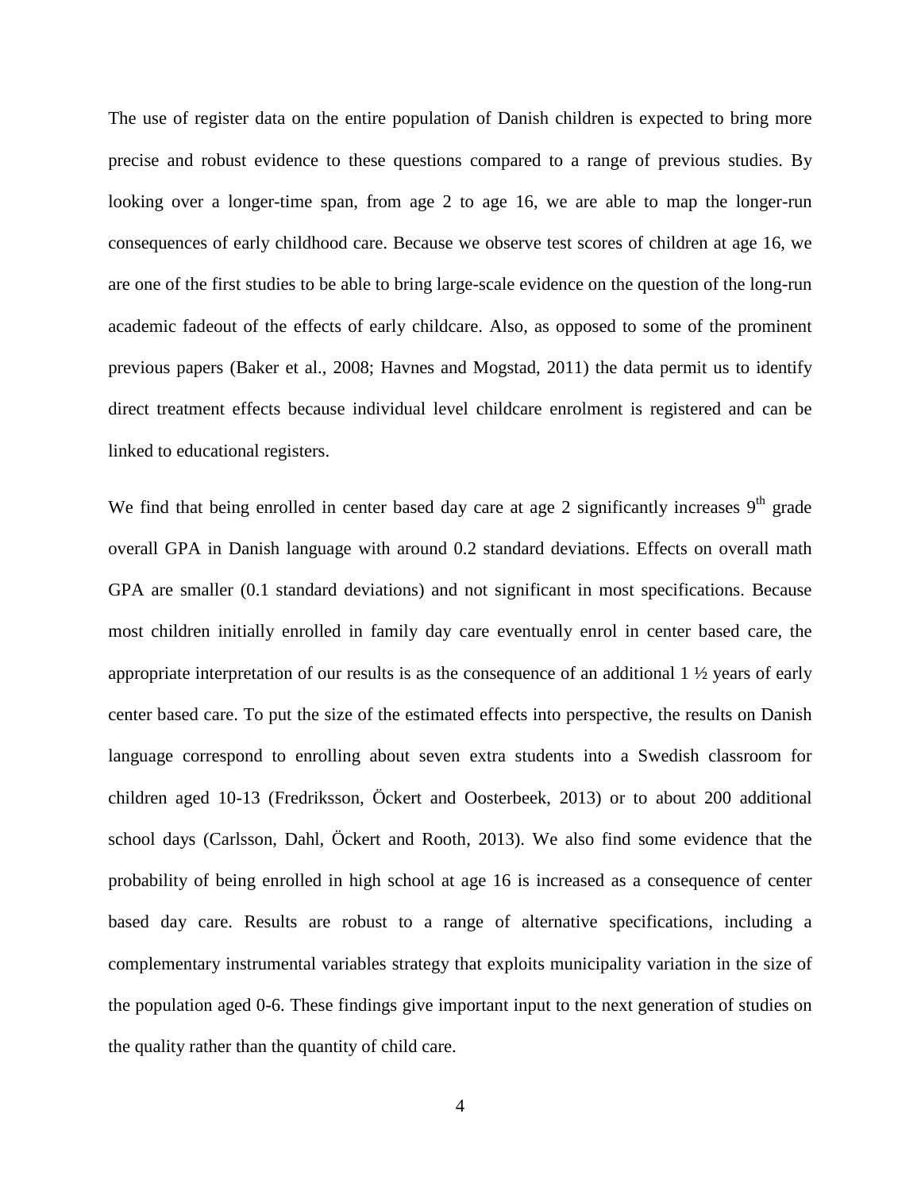The use of register data on the entire population of Danish children is expected to bring more precise and robust evidence to these questions compared to a range of previous studies. By looking over a longer-time span, from age 2 to age 16, we are able to map the longer-run consequences of early childhood care. Because we observe test scores of children at age 16, we are one of the first studies to be able to bring large-scale evidence on the question of the long-run academic fadeout of the effects of early childcare. Also, as opposed to some of the prominent previous papers (Baker et al., 2008; Havnes and Mogstad, 2011) the data permit us to identify direct treatment effects because individual level childcare enrolment is registered and can be linked to educational registers.

We find that being enrolled in center based day care at age 2 significantly increases 9$^{th}$ grade overall GPA in Danish language with around 0.2 standard deviations. Effects on overall math GPA are smaller (0.1 standard deviations) and not significant in most specifications. Because most children initially enrolled in family day care eventually enrol in center based care, the appropriate interpretation of our results is as the consequence of an additional 1 ½ years of early center based care. To put the size of the estimated effects into perspective, the results on Danish language correspond to enrolling about seven extra students into a Swedish classroom for children aged 10-13 (Fredriksson, Öckert and Oosterbeek, 2013) or to about 200 additional school days (Carlsson, Dahl, Öckert and Rooth, 2013). We also find some evidence that the probability of being enrolled in high school at age 16 is increased as a consequence of center based day care. Results are robust to a range of alternative specifications, including a complementary instrumental variables strategy that exploits municipality variation in the size of the population aged 0-6. These findings give important input to the next generation of studies on the quality rather than the quantity of child care.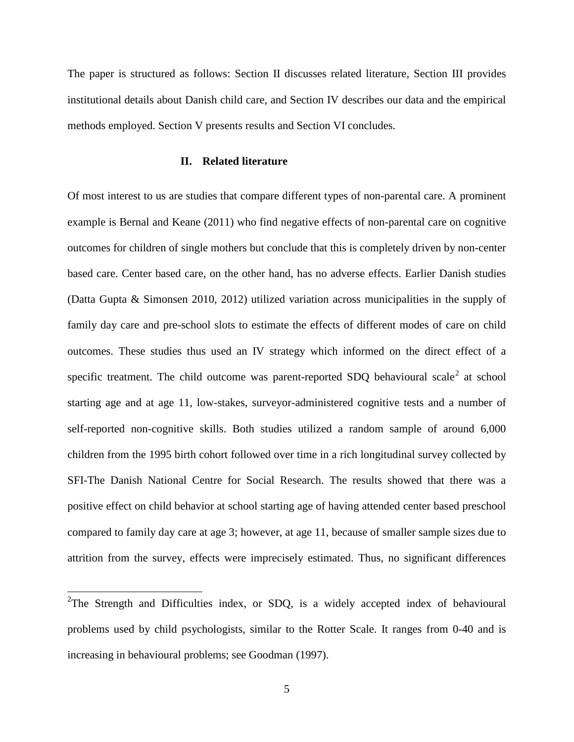The paper is structured as follows: Section II discusses related literature, Section III provides institutional details about Danish child care, and Section IV describes our data and the empirical methods employed. Section V presents results and Section VI concludes.

## II. Related literature

Of most interest to us are studies that compare different types of non-parental care. A prominent example is Bernal and Keane (2011) who find negative effects of non-parental care on cognitive outcomes for children of single mothers but conclude that this is completely driven by non-center based care. Center based care, on the other hand, has no adverse effects. Earlier Danish studies (Datta Gupta & Simonsen 2010, 2012) utilized variation across municipalities in the supply of family day care and pre-school slots to estimate the effects of different modes of care on child outcomes. These studies thus used an IV strategy which informed on the direct effect of a specific treatment. The child outcome was parent-reported SDQ behavioural scale[2] at school starting age and at age 11, low-stakes, surveyor-administered cognitive tests and a number of self-reported non-cognitive skills. Both studies utilized a random sample of around 6,000 children from the 1995 birth cohort followed over time in a rich longitudinal survey collected by SFI-The Danish National Centre for Social Research. The results showed that there was a positive effect on child behavior at school starting age of having attended center based preschool compared to family day care at age 3; however, at age 11, because of smaller sample sizes due to attrition from the survey, effects were imprecisely estimated. Thus, no significant differences

[2] The Strength and Difficulties index, or SDQ, is a widely accepted index of behavioural problems used by child psychologists, similar to the Rotter Scale. It ranges from 0-40 and is increasing in behavioural problems; see Goodman (1997).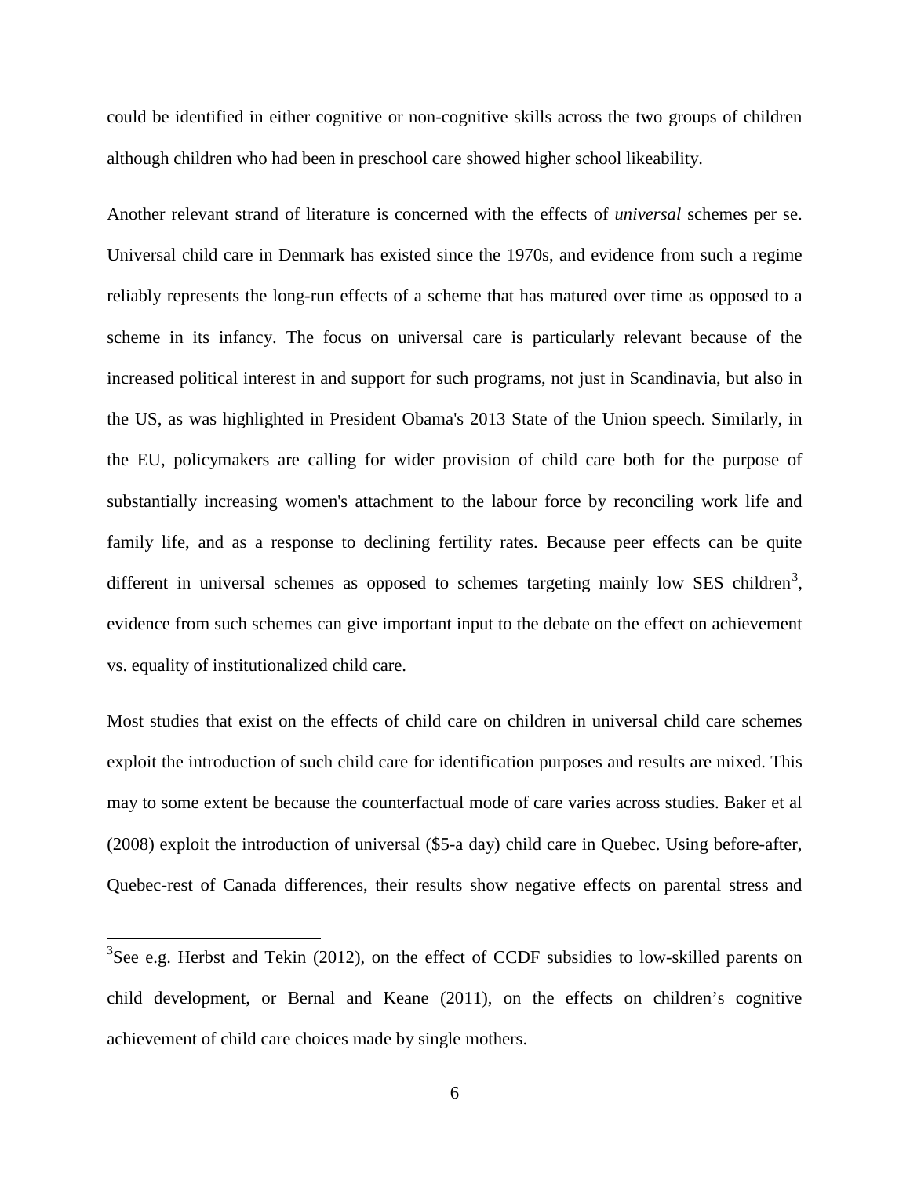could be identified in either cognitive or non-cognitive skills across the two groups of children although children who had been in preschool care showed higher school likeability.

Another relevant strand of literature is concerned with the effects of *universal* schemes per se. Universal child care in Denmark has existed since the 1970s, and evidence from such a regime reliably represents the long-run effects of a scheme that has matured over time as opposed to a scheme in its infancy. The focus on universal care is particularly relevant because of the increased political interest in and support for such programs, not just in Scandinavia, but also in the US, as was highlighted in President Obama's 2013 State of the Union speech. Similarly, in the EU, policymakers are calling for wider provision of child care both for the purpose of substantially increasing women's attachment to the labour force by reconciling work life and family life, and as a response to declining fertility rates. Because peer effects can be quite different in universal schemes as opposed to schemes targeting mainly low SES children[3], evidence from such schemes can give important input to the debate on the effect on achievement vs. equality of institutionalized child care.

Most studies that exist on the effects of child care on children in universal child care schemes exploit the introduction of such child care for identification purposes and results are mixed. This may to some extent be because the counterfactual mode of care varies across studies. Baker et al (2008) exploit the introduction of universal ($5-a day) child care in Quebec. Using before-after, Quebec-rest of Canada differences, their results show negative effects on parental stress and

[3]See e.g. Herbst and Tekin (2012), on the effect of CCDF subsidies to low-skilled parents on child development, or Bernal and Keane (2011), on the effects on children's cognitive achievement of child care choices made by single mothers.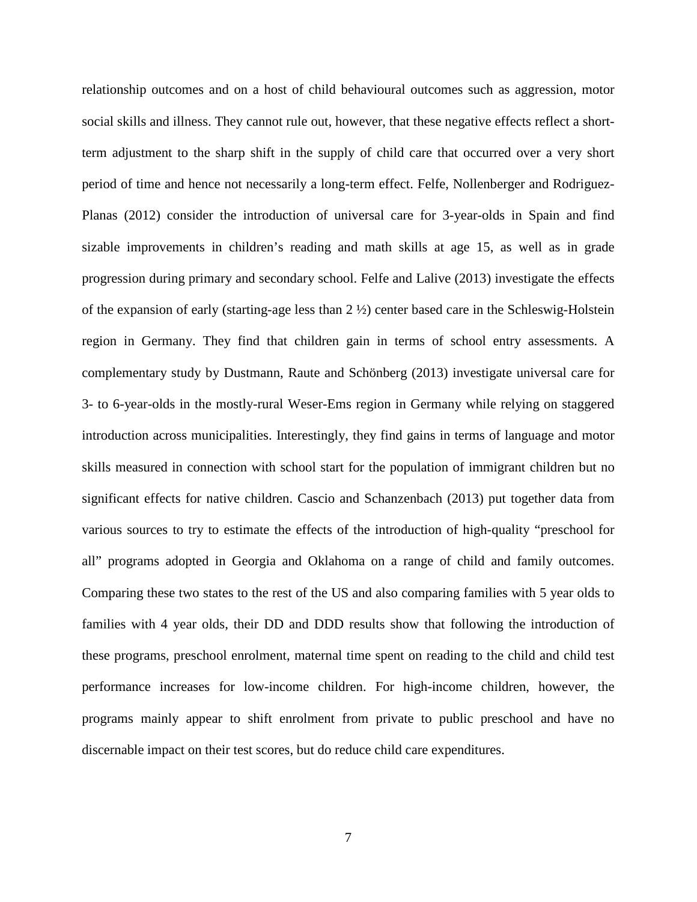relationship outcomes and on a host of child behavioural outcomes such as aggression, motor social skills and illness. They cannot rule out, however, that these negative effects reflect a short-term adjustment to the sharp shift in the supply of child care that occurred over a very short period of time and hence not necessarily a long-term effect. Felfe, Nollenberger and Rodriguez-Planas (2012) consider the introduction of universal care for 3-year-olds in Spain and find sizable improvements in children's reading and math skills at age 15, as well as in grade progression during primary and secondary school. Felfe and Lalive (2013) investigate the effects of the expansion of early (starting-age less than 2 ½) center based care in the Schleswig-Holstein region in Germany. They find that children gain in terms of school entry assessments. A complementary study by Dustmann, Raute and Schönberg (2013) investigate universal care for 3- to 6-year-olds in the mostly-rural Weser-Ems region in Germany while relying on staggered introduction across municipalities. Interestingly, they find gains in terms of language and motor skills measured in connection with school start for the population of immigrant children but no significant effects for native children. Cascio and Schanzenbach (2013) put together data from various sources to try to estimate the effects of the introduction of high-quality "preschool for all" programs adopted in Georgia and Oklahoma on a range of child and family outcomes. Comparing these two states to the rest of the US and also comparing families with 5 year olds to families with 4 year olds, their DD and DDD results show that following the introduction of these programs, preschool enrolment, maternal time spent on reading to the child and child test performance increases for low-income children. For high-income children, however, the programs mainly appear to shift enrolment from private to public preschool and have no discernable impact on their test scores, but do reduce child care expenditures.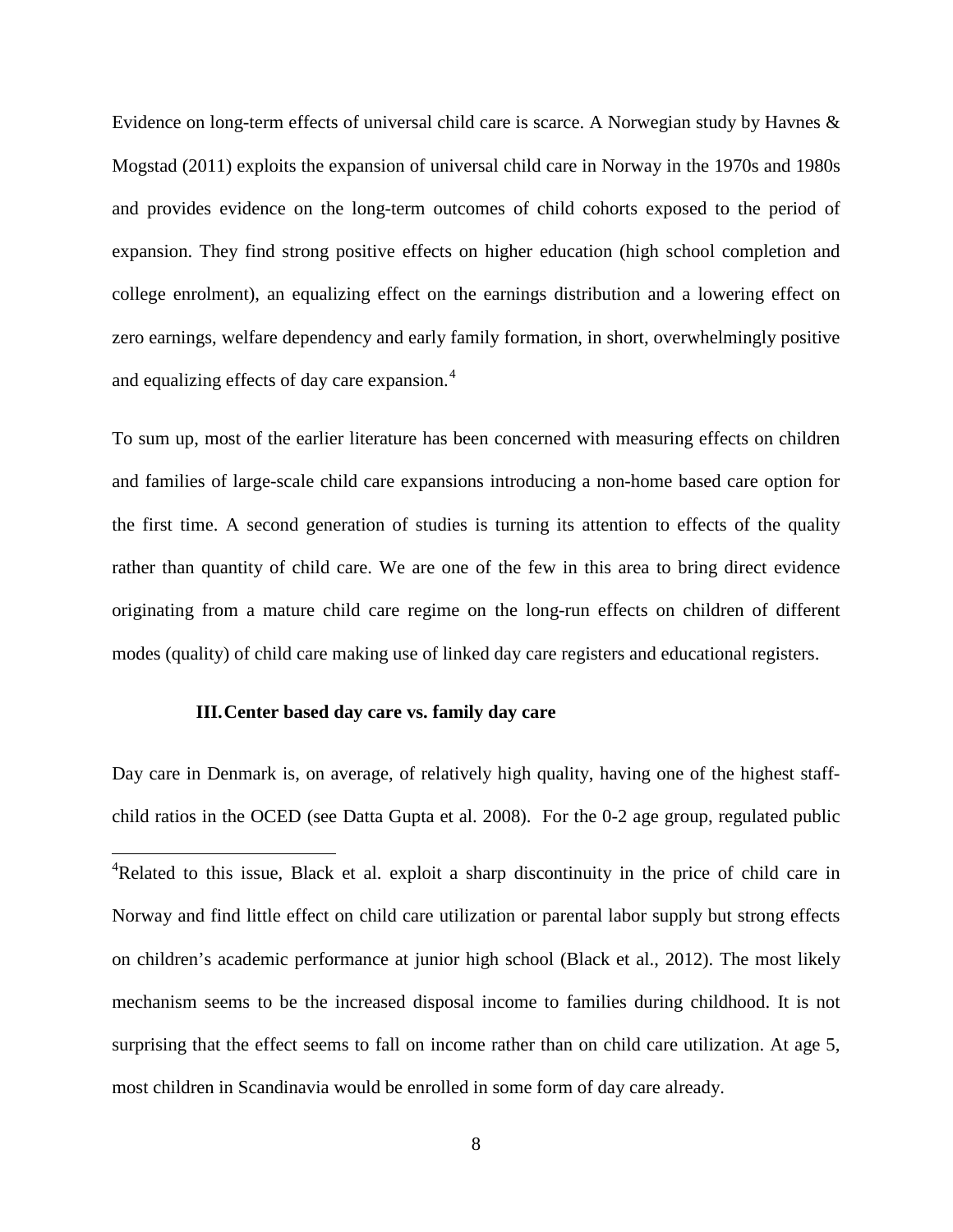Evidence on long-term effects of universal child care is scarce. A Norwegian study by Havnes & Mogstad (2011) exploits the expansion of universal child care in Norway in the 1970s and 1980s and provides evidence on the long-term outcomes of child cohorts exposed to the period of expansion. They find strong positive effects on higher education (high school completion and college enrolment), an equalizing effect on the earnings distribution and a lowering effect on zero earnings, welfare dependency and early family formation, in short, overwhelmingly positive and equalizing effects of day care expansion.[4]

To sum up, most of the earlier literature has been concerned with measuring effects on children and families of large-scale child care expansions introducing a non-home based care option for the first time. A second generation of studies is turning its attention to effects of the quality rather than quantity of child care. We are one of the few in this area to bring direct evidence originating from a mature child care regime on the long-run effects on children of different modes (quality) of child care making use of linked day care registers and educational registers.

## III. Center based day care vs. family day care

Day care in Denmark is, on average, of relatively high quality, having one of the highest staff-child ratios in the OCED (see Datta Gupta et al. 2008). For the 0-2 age group, regulated public

[4]Related to this issue, Black et al. exploit a sharp discontinuity in the price of child care in Norway and find little effect on child care utilization or parental labor supply but strong effects on children's academic performance at junior high school (Black et al., 2012). The most likely mechanism seems to be the increased disposal income to families during childhood. It is not surprising that the effect seems to fall on income rather than on child care utilization. At age 5, most children in Scandinavia would be enrolled in some form of day care already.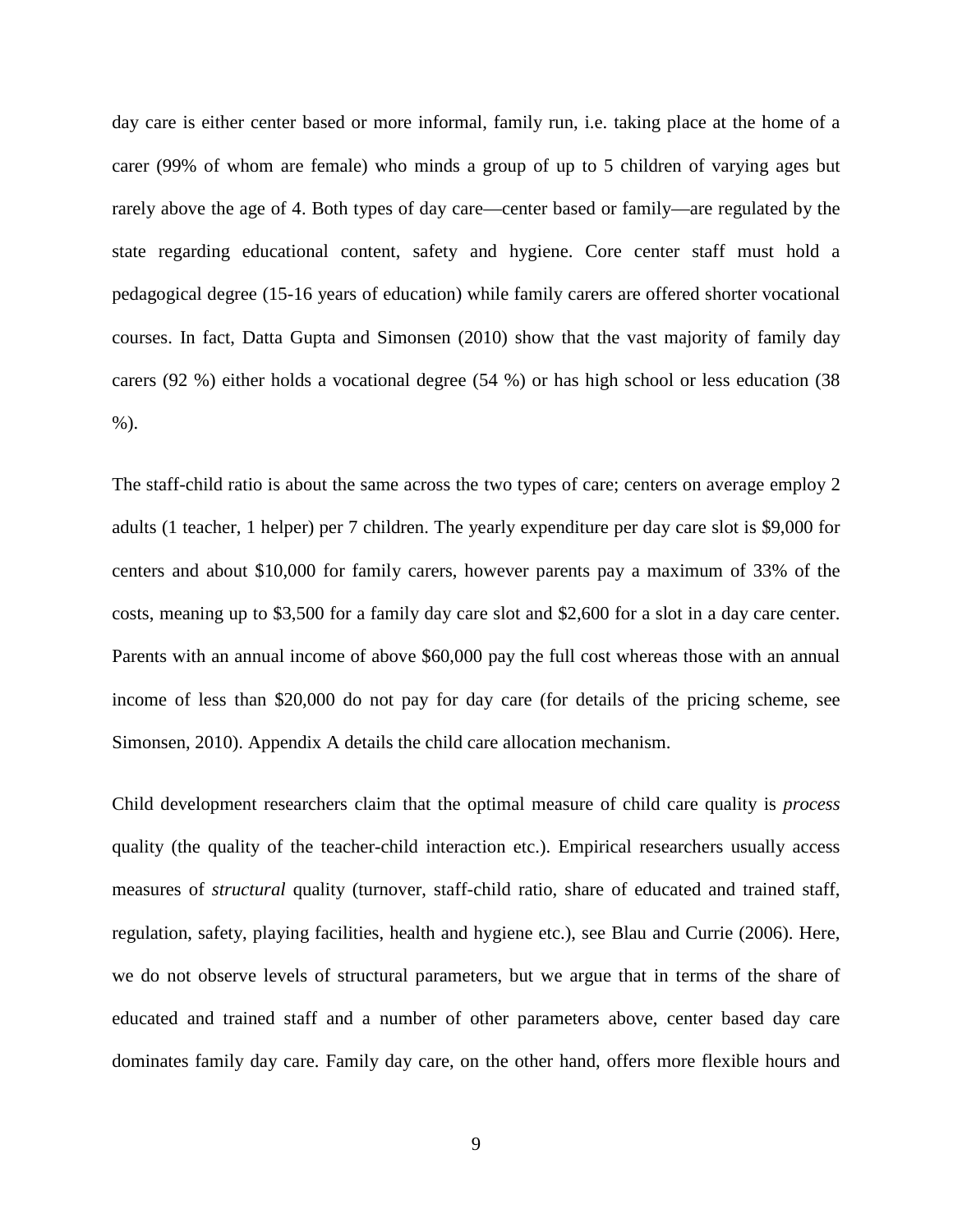day care is either center based or more informal, family run, i.e. taking place at the home of a carer (99% of whom are female) who minds a group of up to 5 children of varying ages but rarely above the age of 4. Both types of day care—center based or family—are regulated by the state regarding educational content, safety and hygiene. Core center staff must hold a pedagogical degree (15-16 years of education) while family carers are offered shorter vocational courses. In fact, Datta Gupta and Simonsen (2010) show that the vast majority of family day carers (92 %) either holds a vocational degree (54 %) or has high school or less education (38 %).

The staff-child ratio is about the same across the two types of care; centers on average employ 2 adults (1 teacher, 1 helper) per 7 children. The yearly expenditure per day care slot is $9,000 for centers and about $10,000 for family carers, however parents pay a maximum of 33% of the costs, meaning up to $3,500 for a family day care slot and $2,600 for a slot in a day care center. Parents with an annual income of above $60,000 pay the full cost whereas those with an annual income of less than $20,000 do not pay for day care (for details of the pricing scheme, see Simonsen, 2010). Appendix A details the child care allocation mechanism.

Child development researchers claim that the optimal measure of child care quality is *process* quality (the quality of the teacher-child interaction etc.). Empirical researchers usually access measures of *structural* quality (turnover, staff-child ratio, share of educated and trained staff, regulation, safety, playing facilities, health and hygiene etc.), see Blau and Currie (2006). Here, we do not observe levels of structural parameters, but we argue that in terms of the share of educated and trained staff and a number of other parameters above, center based day care dominates family day care. Family day care, on the other hand, offers more flexible hours and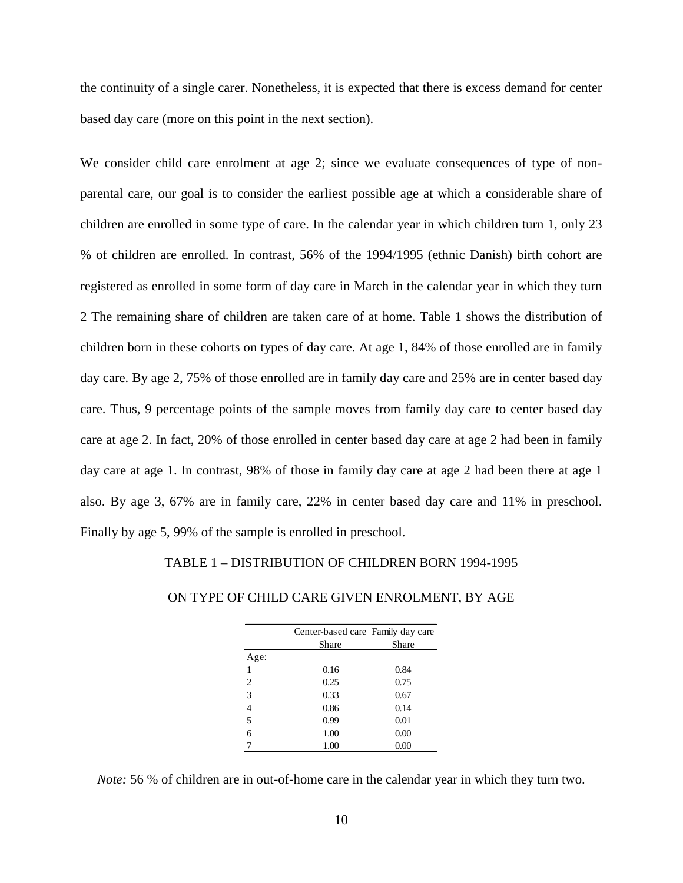the continuity of a single carer. Nonetheless, it is expected that there is excess demand for center based day care (more on this point in the next section).

We consider child care enrolment at age 2; since we evaluate consequences of type of non-parental care, our goal is to consider the earliest possible age at which a considerable share of children are enrolled in some type of care. In the calendar year in which children turn 1, only 23 % of children are enrolled. In contrast, 56% of the 1994/1995 (ethnic Danish) birth cohort are registered as enrolled in some form of day care in March in the calendar year in which they turn 2 The remaining share of children are taken care of at home. Table 1 shows the distribution of children born in these cohorts on types of day care. At age 1, 84% of those enrolled are in family day care. By age 2, 75% of those enrolled are in family day care and 25% are in center based day care. Thus, 9 percentage points of the sample moves from family day care to center based day care at age 2. In fact, 20% of those enrolled in center based day care at age 2 had been in family day care at age 1. In contrast, 98% of those in family day care at age 2 had been there at age 1 also. By age 3, 67% are in family care, 22% in center based day care and 11% in preschool. Finally by age 5, 99% of the sample is enrolled in preschool.

TABLE 1 – DISTRIBUTION OF CHILDREN BORN 1994-1995

ON TYPE OF CHILD CARE GIVEN ENROLMENT, BY AGE

| | Center-based care | Family day care |
|---|---|---|
| | Share | Share |
| Age: | | |
| 1 | 0.16 | 0.84 |
| 2 | 0.25 | 0.75 |
| 3 | 0.33 | 0.67 |
| 4 | 0.86 | 0.14 |
| 5 | 0.99 | 0.01 |
| 6 | 1.00 | 0.00 |
| 7 | 1.00 | 0.00 |

*Note:* 56 % of children are in out-of-home care in the calendar year in which they turn two.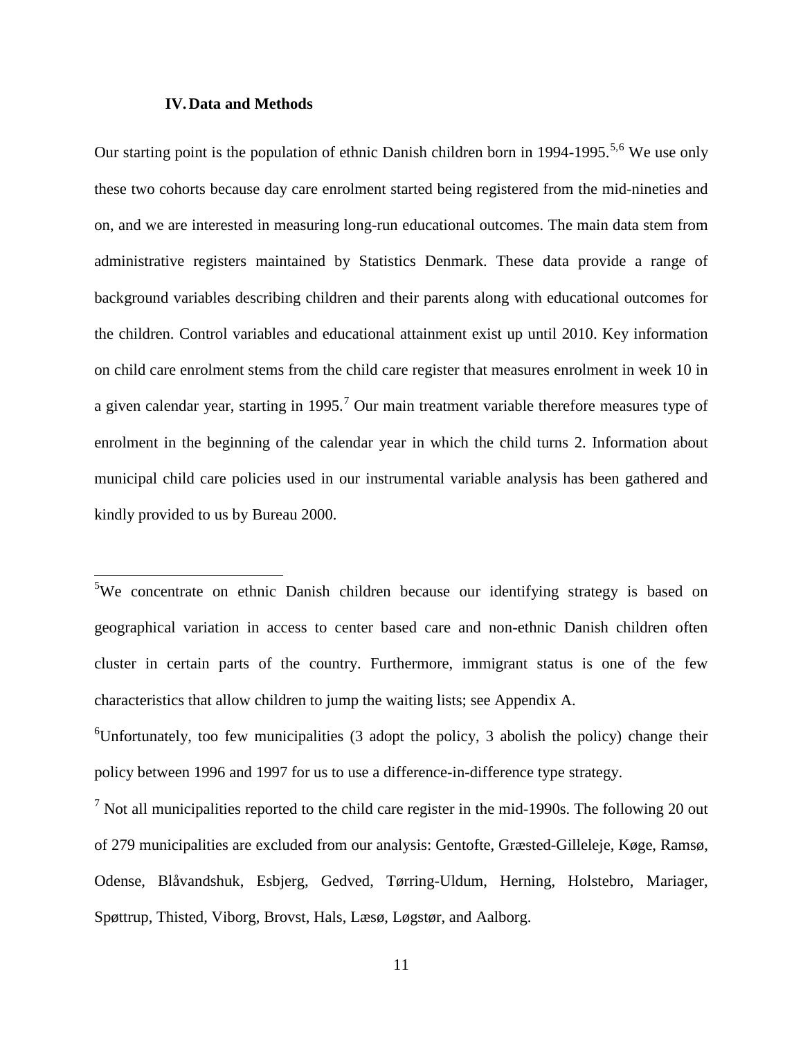## IV. Data and Methods

Our starting point is the population of ethnic Danish children born in 1994-1995.[5,6] We use only these two cohorts because day care enrolment started being registered from the mid-nineties and on, and we are interested in measuring long-run educational outcomes. The main data stem from administrative registers maintained by Statistics Denmark. These data provide a range of background variables describing children and their parents along with educational outcomes for the children. Control variables and educational attainment exist up until 2010. Key information on child care enrolment stems from the child care register that measures enrolment in week 10 in a given calendar year, starting in 1995.[7] Our main treatment variable therefore measures type of enrolment in the beginning of the calendar year in which the child turns 2. Information about municipal child care policies used in our instrumental variable analysis has been gathered and kindly provided to us by Bureau 2000.

---

[5]We concentrate on ethnic Danish children because our identifying strategy is based on geographical variation in access to center based care and non-ethnic Danish children often cluster in certain parts of the country. Furthermore, immigrant status is one of the few characteristics that allow children to jump the waiting lists; see Appendix A.

[6]Unfortunately, too few municipalities (3 adopt the policy, 3 abolish the policy) change their policy between 1996 and 1997 for us to use a difference-in-difference type strategy.

[7] Not all municipalities reported to the child care register in the mid-1990s. The following 20 out of 279 municipalities are excluded from our analysis: Gentofte, Græsted-Gilleleje, Køge, Ramsø, Odense, Blåvandshuk, Esbjerg, Gedved, Tørring-Uldum, Herning, Holstebro, Mariager, Spøttrup, Thisted, Viborg, Brovst, Hals, Læsø, Løgstør, and Aalborg.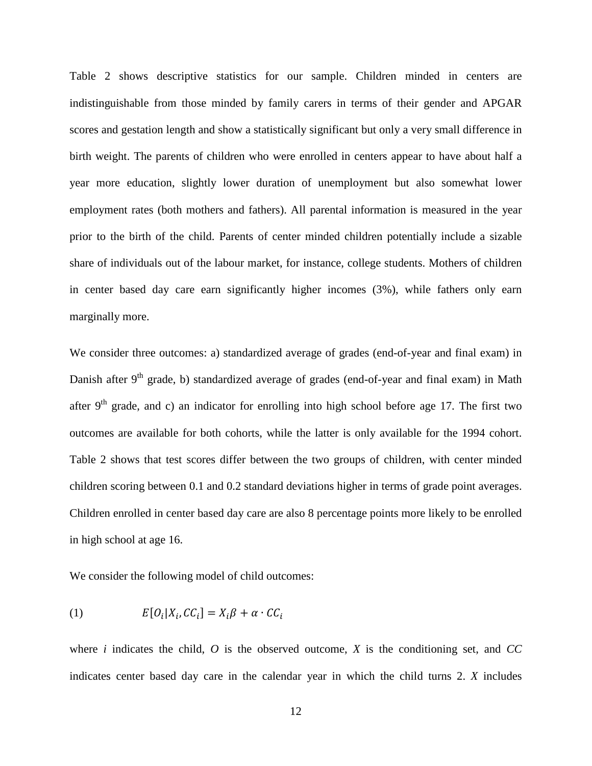Table 2 shows descriptive statistics for our sample. Children minded in centers are indistinguishable from those minded by family carers in terms of their gender and APGAR scores and gestation length and show a statistically significant but only a very small difference in birth weight. The parents of children who were enrolled in centers appear to have about half a year more education, slightly lower duration of unemployment but also somewhat lower employment rates (both mothers and fathers). All parental information is measured in the year prior to the birth of the child. Parents of center minded children potentially include a sizable share of individuals out of the labour market, for instance, college students. Mothers of children in center based day care earn significantly higher incomes (3%), while fathers only earn marginally more.

We consider three outcomes: a) standardized average of grades (end-of-year and final exam) in Danish after 9th grade, b) standardized average of grades (end-of-year and final exam) in Math after 9th grade, and c) an indicator for enrolling into high school before age 17. The first two outcomes are available for both cohorts, while the latter is only available for the 1994 cohort. Table 2 shows that test scores differ between the two groups of children, with center minded children scoring between 0.1 and 0.2 standard deviations higher in terms of grade point averages. Children enrolled in center based day care are also 8 percentage points more likely to be enrolled in high school at age 16.

We consider the following model of child outcomes:

$$E[O_i|X_i, CC_i] = X_i\beta + \alpha \cdot CC_i \tag{1}$$

where $i$ indicates the child, $O$ is the observed outcome, $X$ is the conditioning set, and $CC$ indicates center based day care in the calendar year in which the child turns 2. $X$ includes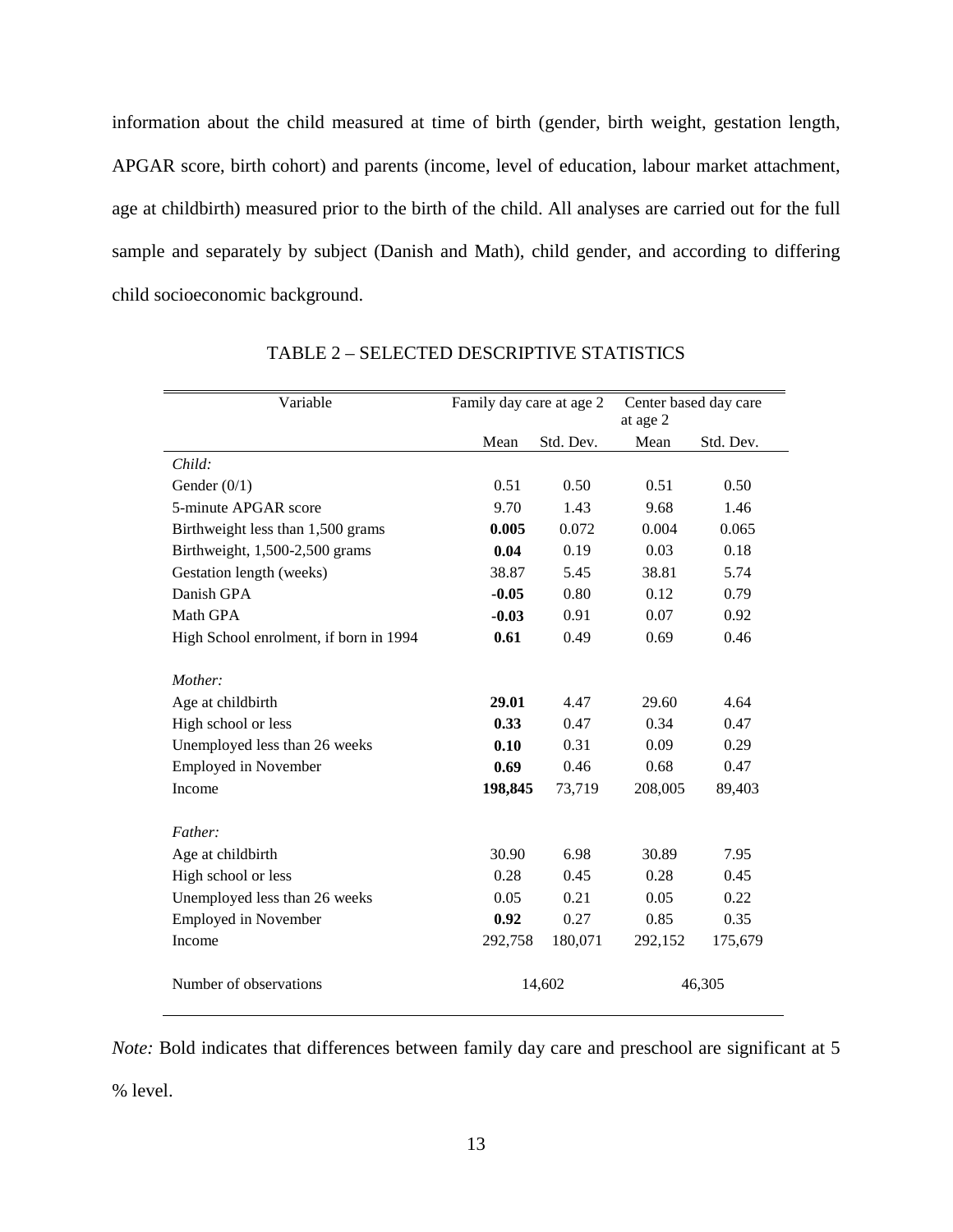information about the child measured at time of birth (gender, birth weight, gestation length, APGAR score, birth cohort) and parents (income, level of education, labour market attachment, age at childbirth) measured prior to the birth of the child. All analyses are carried out for the full sample and separately by subject (Danish and Math), child gender, and according to differing child socioeconomic background.

TABLE 2 – SELECTED DESCRIPTIVE STATISTICS

| Variable | Family day care at age 2 | | Center based day care at age 2 | |
|---|---|---|---|---|
| | Mean | Std. Dev. | Mean | Std. Dev. |
| *Child:* | | | | |
| Gender (0/1) | 0.51 | 0.50 | 0.51 | 0.50 |
| 5-minute APGAR score | 9.70 | 1.43 | 9.68 | 1.46 |
| Birthweight less than 1,500 grams | **0.005** | 0.072 | 0.004 | 0.065 |
| Birthweight, 1,500-2,500 grams | **0.04** | 0.19 | 0.03 | 0.18 |
| Gestation length (weeks) | 38.87 | 5.45 | 38.81 | 5.74 |
| Danish GPA | **-0.05** | 0.80 | 0.12 | 0.79 |
| Math GPA | **-0.03** | 0.91 | 0.07 | 0.92 |
| High School enrolment, if born in 1994 | **0.61** | 0.49 | 0.69 | 0.46 |
| *Mother:* | | | | |
| Age at childbirth | **29.01** | 4.47 | 29.60 | 4.64 |
| High school or less | **0.33** | 0.47 | 0.34 | 0.47 |
| Unemployed less than 26 weeks | **0.10** | 0.31 | 0.09 | 0.29 |
| Employed in November | **0.69** | 0.46 | 0.68 | 0.47 |
| Income | **198,845** | 73,719 | 208,005 | 89,403 |
| *Father:* | | | | |
| Age at childbirth | 30.90 | 6.98 | 30.89 | 7.95 |
| High school or less | 0.28 | 0.45 | 0.28 | 0.45 |
| Unemployed less than 26 weeks | 0.05 | 0.21 | 0.05 | 0.22 |
| Employed in November | **0.92** | 0.27 | 0.85 | 0.35 |
| Income | 292,758 | 180,071 | 292,152 | 175,679 |
| Number of observations | 14,602 | | 46,305 | |

*Note:* Bold indicates that differences between family day care and preschool are significant at 5 % level.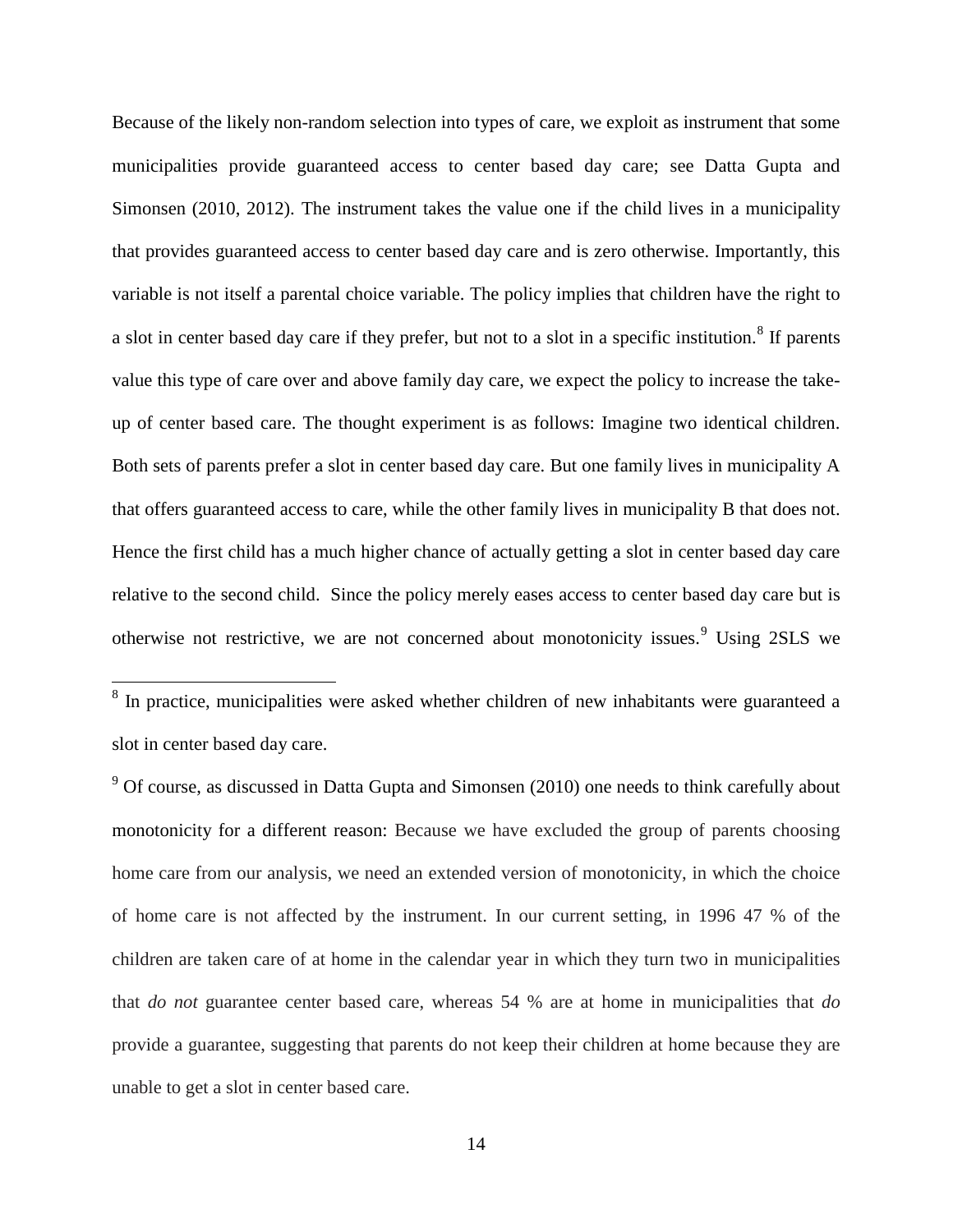Because of the likely non-random selection into types of care, we exploit as instrument that some municipalities provide guaranteed access to center based day care; see Datta Gupta and Simonsen (2010, 2012). The instrument takes the value one if the child lives in a municipality that provides guaranteed access to center based day care and is zero otherwise. Importantly, this variable is not itself a parental choice variable. The policy implies that children have the right to a slot in center based day care if they prefer, but not to a slot in a specific institution.[8] If parents value this type of care over and above family day care, we expect the policy to increase the take-up of center based care. The thought experiment is as follows: Imagine two identical children. Both sets of parents prefer a slot in center based day care. But one family lives in municipality A that offers guaranteed access to care, while the other family lives in municipality B that does not. Hence the first child has a much higher chance of actually getting a slot in center based day care relative to the second child. Since the policy merely eases access to center based day care but is otherwise not restrictive, we are not concerned about monotonicity issues.[9] Using 2SLS we

---

[8] In practice, municipalities were asked whether children of new inhabitants were guaranteed a slot in center based day care.

[9] Of course, as discussed in Datta Gupta and Simonsen (2010) one needs to think carefully about monotonicity for a different reason: Because we have excluded the group of parents choosing home care from our analysis, we need an extended version of monotonicity, in which the choice of home care is not affected by the instrument. In our current setting, in 1996 47 % of the children are taken care of at home in the calendar year in which they turn two in municipalities that *do not* guarantee center based care, whereas 54 % are at home in municipalities that *do* provide a guarantee, suggesting that parents do not keep their children at home because they are unable to get a slot in center based care.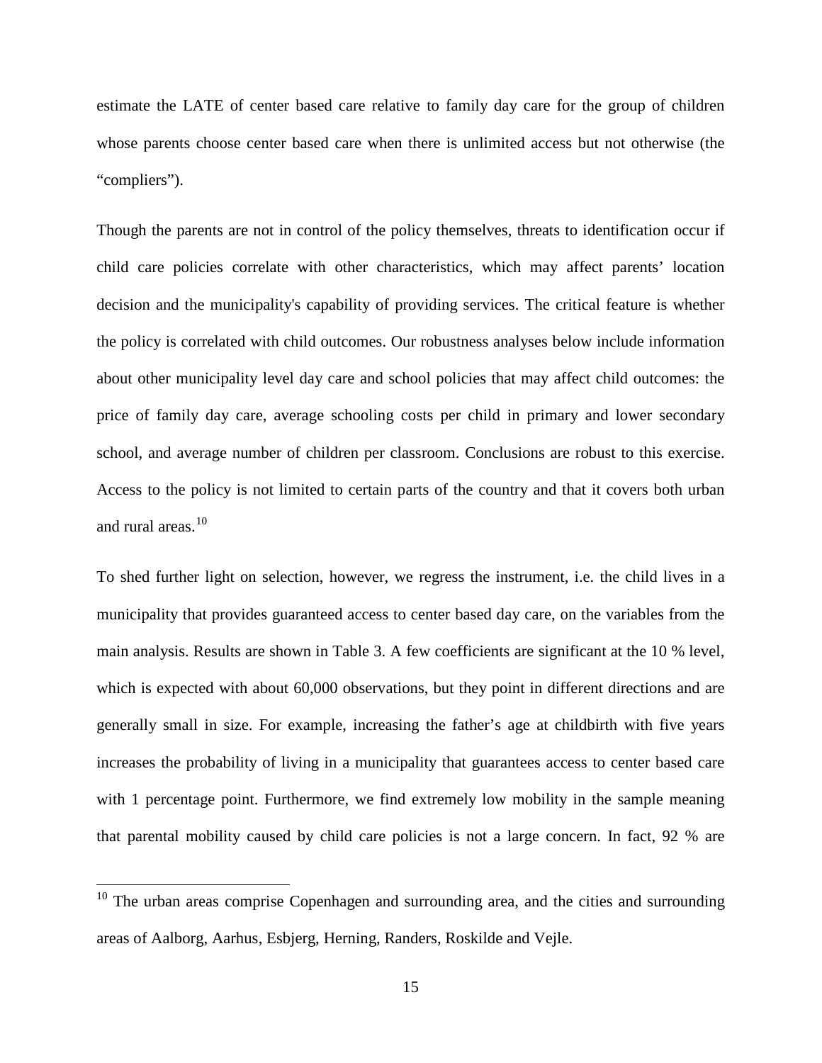estimate the LATE of center based care relative to family day care for the group of children whose parents choose center based care when there is unlimited access but not otherwise (the "compliers").

Though the parents are not in control of the policy themselves, threats to identification occur if child care policies correlate with other characteristics, which may affect parents' location decision and the municipality's capability of providing services. The critical feature is whether the policy is correlated with child outcomes. Our robustness analyses below include information about other municipality level day care and school policies that may affect child outcomes: the price of family day care, average schooling costs per child in primary and lower secondary school, and average number of children per classroom. Conclusions are robust to this exercise. Access to the policy is not limited to certain parts of the country and that it covers both urban and rural areas.[10]

To shed further light on selection, however, we regress the instrument, i.e. the child lives in a municipality that provides guaranteed access to center based day care, on the variables from the main analysis. Results are shown in Table 3. A few coefficients are significant at the 10 % level, which is expected with about 60,000 observations, but they point in different directions and are generally small in size. For example, increasing the father's age at childbirth with five years increases the probability of living in a municipality that guarantees access to center based care with 1 percentage point. Furthermore, we find extremely low mobility in the sample meaning that parental mobility caused by child care policies is not a large concern. In fact, 92 % are

[10] The urban areas comprise Copenhagen and surrounding area, and the cities and surrounding areas of Aalborg, Aarhus, Esbjerg, Herning, Randers, Roskilde and Vejle.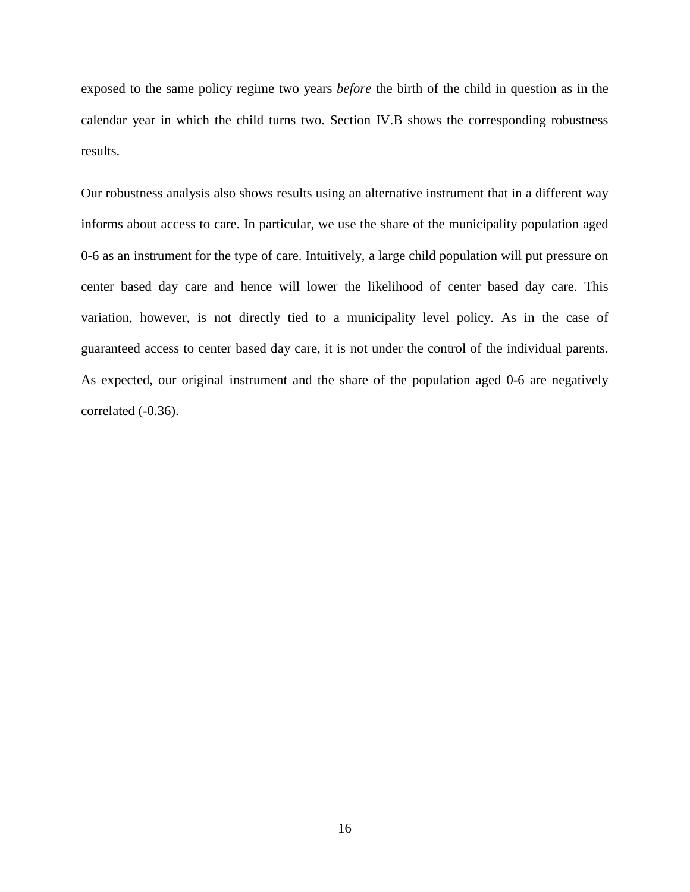exposed to the same policy regime two years *before* the birth of the child in question as in the calendar year in which the child turns two. Section IV.B shows the corresponding robustness results.

Our robustness analysis also shows results using an alternative instrument that in a different way informs about access to care. In particular, we use the share of the municipality population aged 0-6 as an instrument for the type of care. Intuitively, a large child population will put pressure on center based day care and hence will lower the likelihood of center based day care. This variation, however, is not directly tied to a municipality level policy. As in the case of guaranteed access to center based day care, it is not under the control of the individual parents. As expected, our original instrument and the share of the population aged 0-6 are negatively correlated (-0.36).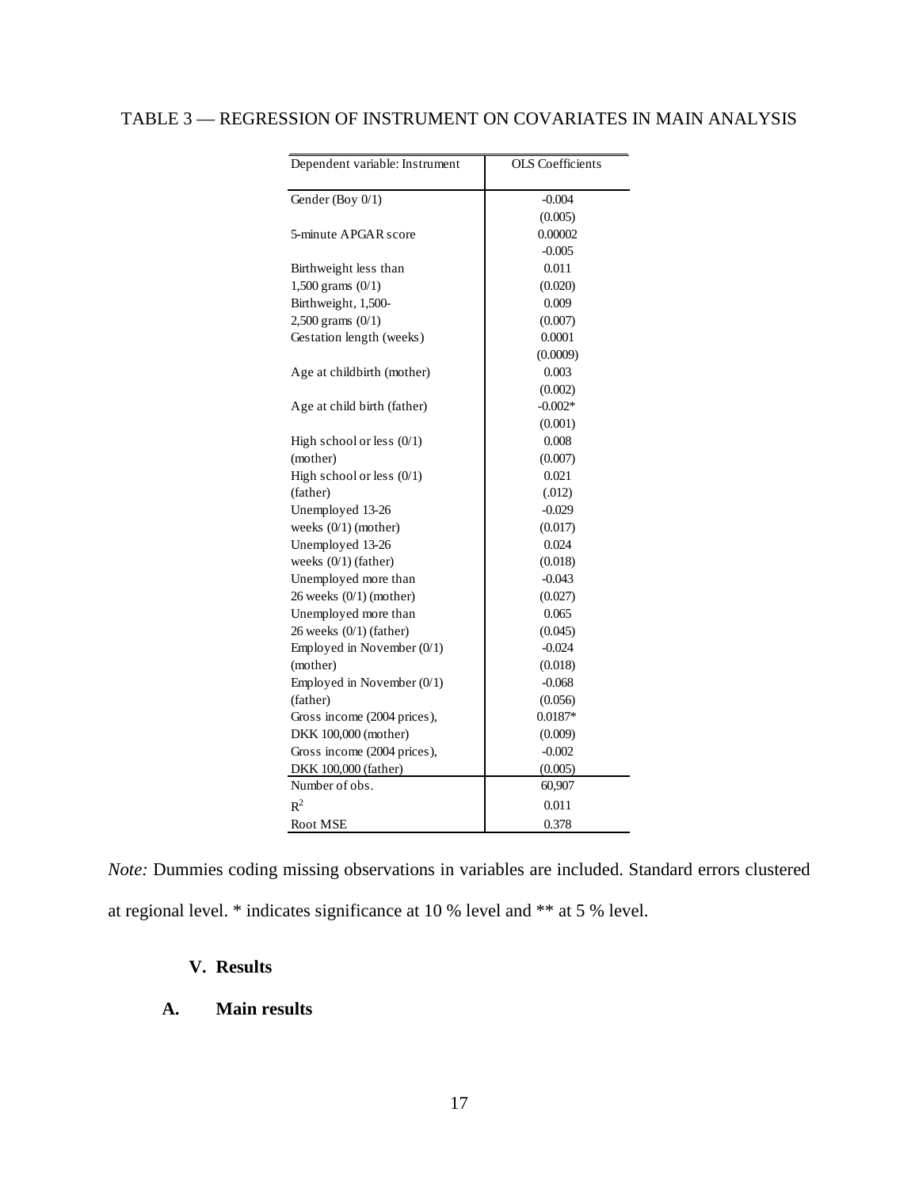TABLE 3 — REGRESSION OF INSTRUMENT ON COVARIATES IN MAIN ANALYSIS

| Dependent variable: Instrument | OLS Coefficients |
|---|---|
| Gender (Boy 0/1) | -0.004 |
| | (0.005) |
| 5-minute APGAR score | 0.00002 |
| | -0.005 |
| Birthweight less than 1,500 grams (0/1) | 0.011 |
| | (0.020) |
| Birthweight, 1,500-2,500 grams (0/1) | 0.009 |
| | (0.007) |
| Gestation length (weeks) | 0.0001 |
| | (0.0009) |
| Age at childbirth (mother) | 0.003 |
| | (0.002) |
| Age at child birth (father) | -0.002* |
| | (0.001) |
| High school or less (0/1) (mother) | 0.008 |
| | (0.007) |
| High school or less (0/1) (father) | 0.021 |
| | (.012) |
| Unemployed 13-26 weeks (0/1) (mother) | -0.029 |
| | (0.017) |
| Unemployed 13-26 weeks (0/1) (father) | 0.024 |
| | (0.018) |
| Unemployed more than 26 weeks (0/1) (mother) | -0.043 |
| | (0.027) |
| Unemployed more than 26 weeks (0/1) (father) | 0.065 |
| | (0.045) |
| Employed in November (0/1) (mother) | -0.024 |
| | (0.018) |
| Employed in November (0/1) (father) | -0.068 |
| | (0.056) |
| Gross income (2004 prices), DKK 100,000 (mother) | 0.0187* |
| | (0.009) |
| Gross income (2004 prices), DKK 100,000 (father) | -0.002 |
| | (0.005) |
| Number of obs. | 60,907 |
| $R^2$ | 0.011 |
| Root MSE | 0.378 |

*Note:* Dummies coding missing observations in variables are included. Standard errors clustered at regional level. * indicates significance at 10 % level and ** at 5 % level.

## V. Results

### A. Main results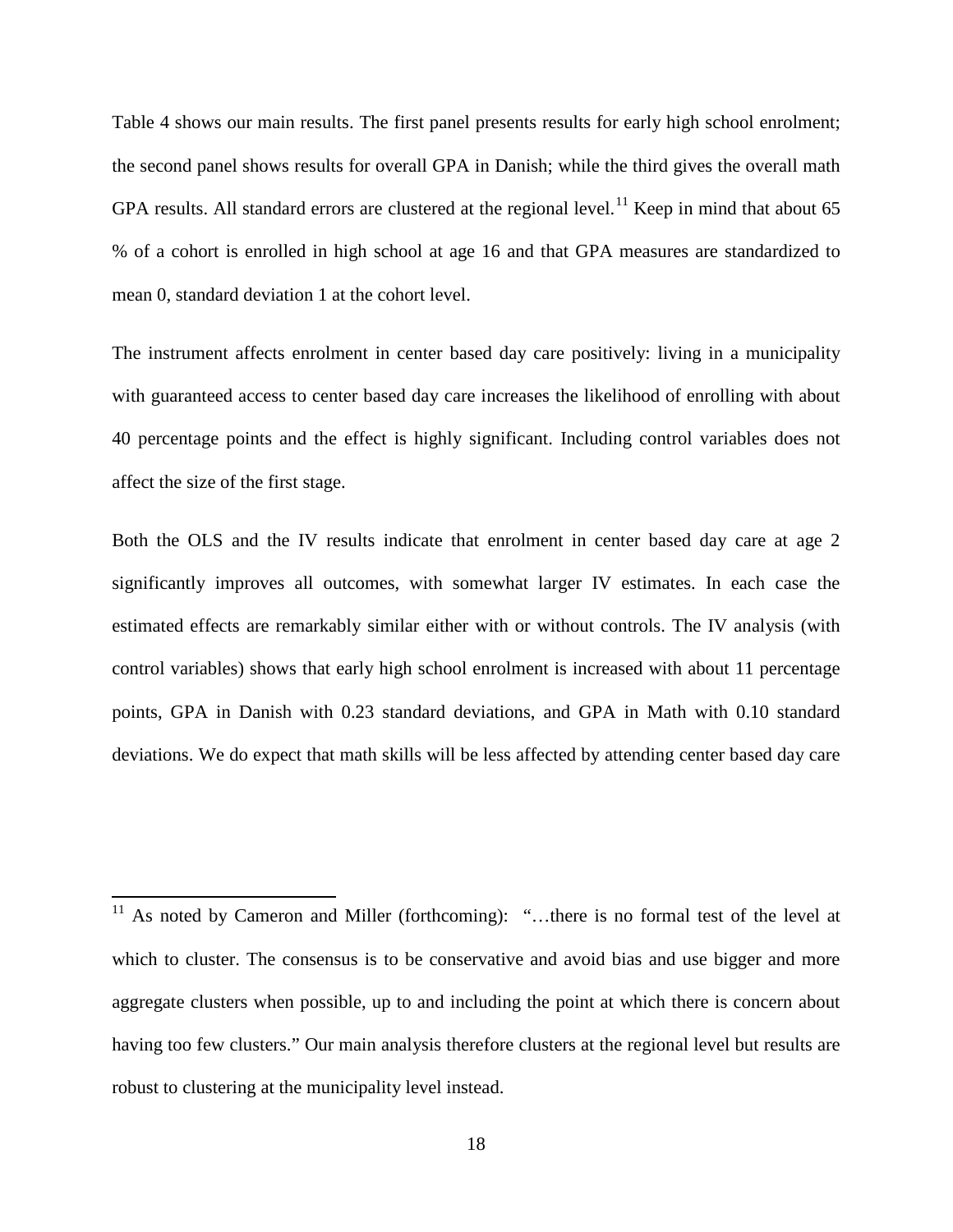Table 4 shows our main results. The first panel presents results for early high school enrolment; the second panel shows results for overall GPA in Danish; while the third gives the overall math GPA results. All standard errors are clustered at the regional level.[11] Keep in mind that about 65 % of a cohort is enrolled in high school at age 16 and that GPA measures are standardized to mean 0, standard deviation 1 at the cohort level.

The instrument affects enrolment in center based day care positively: living in a municipality with guaranteed access to center based day care increases the likelihood of enrolling with about 40 percentage points and the effect is highly significant. Including control variables does not affect the size of the first stage.

Both the OLS and the IV results indicate that enrolment in center based day care at age 2 significantly improves all outcomes, with somewhat larger IV estimates. In each case the estimated effects are remarkably similar either with or without controls. The IV analysis (with control variables) shows that early high school enrolment is increased with about 11 percentage points, GPA in Danish with 0.23 standard deviations, and GPA in Math with 0.10 standard deviations. We do expect that math skills will be less affected by attending center based day care

---

[11] As noted by Cameron and Miller (forthcoming): "…there is no formal test of the level at which to cluster. The consensus is to be conservative and avoid bias and use bigger and more aggregate clusters when possible, up to and including the point at which there is concern about having too few clusters." Our main analysis therefore clusters at the regional level but results are robust to clustering at the municipality level instead.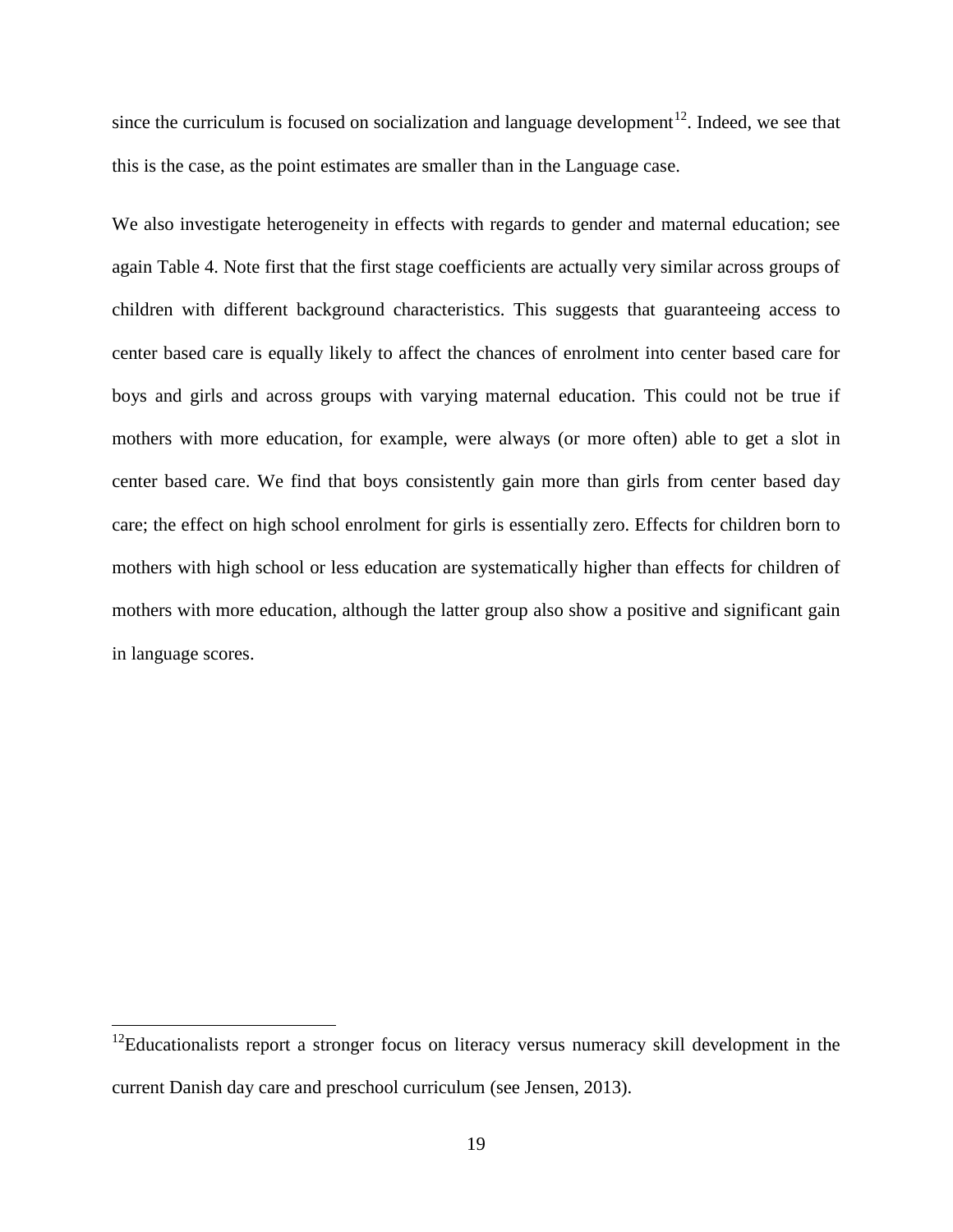since the curriculum is focused on socialization and language development[12]. Indeed, we see that this is the case, as the point estimates are smaller than in the Language case.

We also investigate heterogeneity in effects with regards to gender and maternal education; see again Table 4. Note first that the first stage coefficients are actually very similar across groups of children with different background characteristics. This suggests that guaranteeing access to center based care is equally likely to affect the chances of enrolment into center based care for boys and girls and across groups with varying maternal education. This could not be true if mothers with more education, for example, were always (or more often) able to get a slot in center based care. We find that boys consistently gain more than girls from center based day care; the effect on high school enrolment for girls is essentially zero. Effects for children born to mothers with high school or less education are systematically higher than effects for children of mothers with more education, although the latter group also show a positive and significant gain in language scores.

[12] Educationalists report a stronger focus on literacy versus numeracy skill development in the current Danish day care and preschool curriculum (see Jensen, 2013).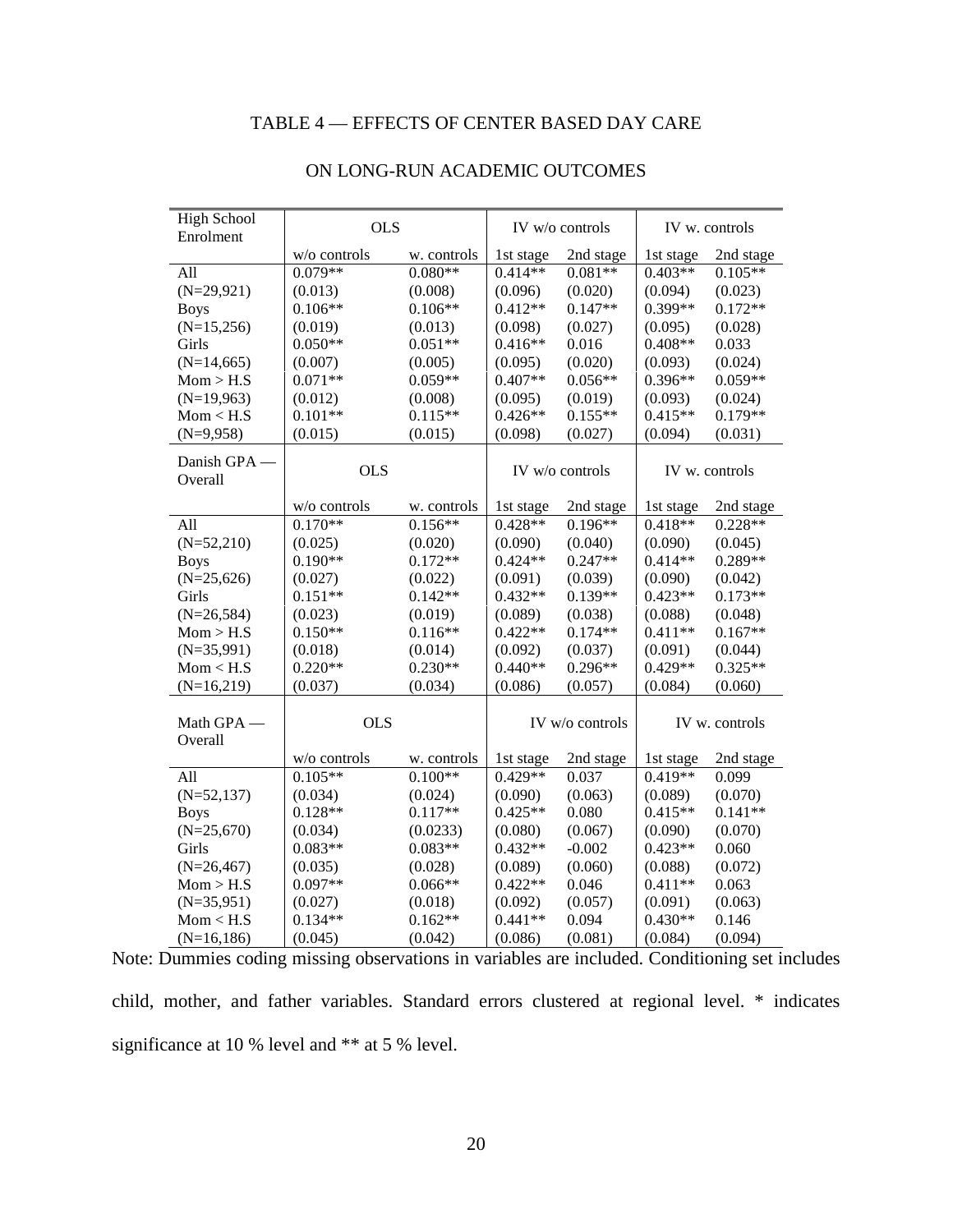TABLE 4 — EFFECTS OF CENTER BASED DAY CARE

ON LONG-RUN ACADEMIC OUTCOMES

| High School Enrolment | OLS | | IV w/o controls | | IV w. controls | |
|---|---|---|---|---|---|---|
| | w/o controls | w. controls | 1st stage | 2nd stage | 1st stage | 2nd stage |
| All | 0.079** | 0.080** | 0.414** | 0.081** | 0.403** | 0.105** |
| (N=29,921) | (0.013) | (0.008) | (0.096) | (0.020) | (0.094) | (0.023) |
| Boys | 0.106** | 0.106** | 0.412** | 0.147** | 0.399** | 0.172** |
| (N=15,256) | (0.019) | (0.013) | (0.098) | (0.027) | (0.095) | (0.028) |
| Girls | 0.050** | 0.051** | 0.416** | 0.016 | 0.408** | 0.033 |
| (N=14,665) | (0.007) | (0.005) | (0.095) | (0.020) | (0.093) | (0.024) |
| Mom > H.S | 0.071** | 0.059** | 0.407** | 0.056** | 0.396** | 0.059** |
| (N=19,963) | (0.012) | (0.008) | (0.095) | (0.019) | (0.093) | (0.024) |
| Mom < H.S | 0.101** | 0.115** | 0.426** | 0.155** | 0.415** | 0.179** |
| (N=9,958) | (0.015) | (0.015) | (0.098) | (0.027) | (0.094) | (0.031) |
| **Danish GPA — Overall** | **OLS** | | **IV w/o controls** | | **IV w. controls** | |
| | w/o controls | w. controls | 1st stage | 2nd stage | 1st stage | 2nd stage |
| All | 0.170** | 0.156** | 0.428** | 0.196** | 0.418** | 0.228** |
| (N=52,210) | (0.025) | (0.020) | (0.090) | (0.040) | (0.090) | (0.045) |
| Boys | 0.190** | 0.172** | 0.424** | 0.247** | 0.414** | 0.289** |
| (N=25,626) | (0.027) | (0.022) | (0.091) | (0.039) | (0.090) | (0.042) |
| Girls | 0.151** | 0.142** | 0.432** | 0.139** | 0.423** | 0.173** |
| (N=26,584) | (0.023) | (0.019) | (0.089) | (0.038) | (0.088) | (0.048) |
| Mom > H.S | 0.150** | 0.116** | 0.422** | 0.174** | 0.411** | 0.167** |
| (N=35,991) | (0.018) | (0.014) | (0.092) | (0.037) | (0.091) | (0.044) |
| Mom < H.S | 0.220** | 0.230** | 0.440** | 0.296** | 0.429** | 0.325** |
| (N=16,219) | (0.037) | (0.034) | (0.086) | (0.057) | (0.084) | (0.060) |
| **Math GPA — Overall** | **OLS** | | **IV w/o controls** | | **IV w. controls** | |
| | w/o controls | w. controls | 1st stage | 2nd stage | 1st stage | 2nd stage |
| All | 0.105** | 0.100** | 0.429** | 0.037 | 0.419** | 0.099 |
| (N=52,137) | (0.034) | (0.024) | (0.090) | (0.063) | (0.089) | (0.070) |
| Boys | 0.128** | 0.117** | 0.425** | 0.080 | 0.415** | 0.141** |
| (N=25,670) | (0.034) | (0.0233) | (0.080) | (0.067) | (0.090) | (0.070) |
| Girls | 0.083** | 0.083** | 0.432** | -0.002 | 0.423** | 0.060 |
| (N=26,467) | (0.035) | (0.028) | (0.089) | (0.060) | (0.088) | (0.072) |
| Mom > H.S | 0.097** | 0.066** | 0.422** | 0.046 | 0.411** | 0.063 |
| (N=35,951) | (0.027) | (0.018) | (0.092) | (0.057) | (0.091) | (0.063) |
| Mom < H.S | 0.134** | 0.162** | 0.441** | 0.094 | 0.430** | 0.146 |
| (N=16,186) | (0.045) | (0.042) | (0.086) | (0.081) | (0.084) | (0.094) |

Note: Dummies coding missing observations in variables are included. Conditioning set includes child, mother, and father variables. Standard errors clustered at regional level. * indicates significance at 10 % level and ** at 5 % level.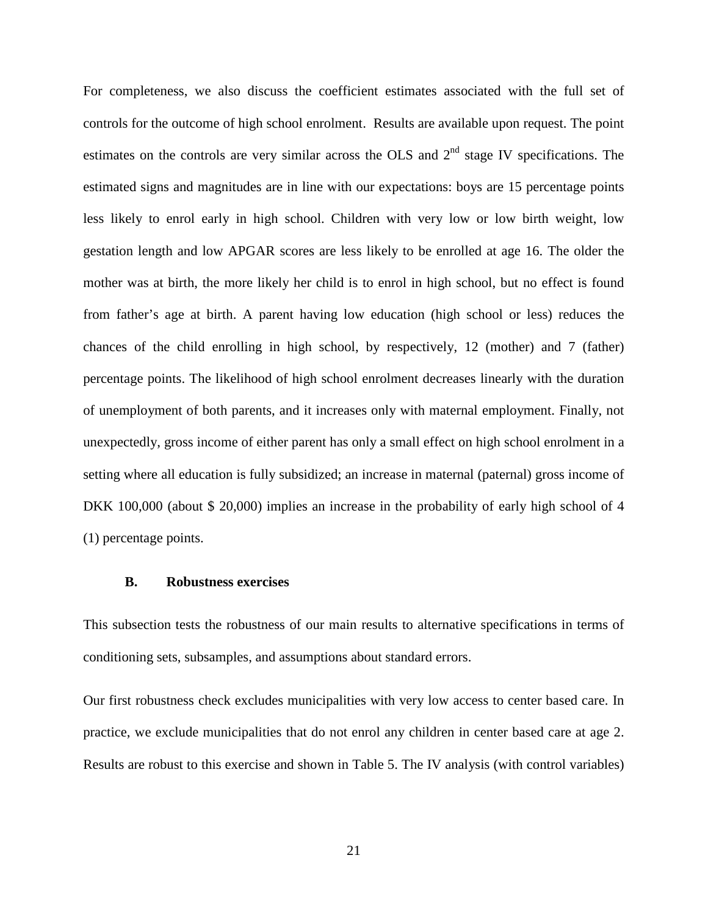For completeness, we also discuss the coefficient estimates associated with the full set of controls for the outcome of high school enrolment. Results are available upon request. The point estimates on the controls are very similar across the OLS and 2[nd] stage IV specifications. The estimated signs and magnitudes are in line with our expectations: boys are 15 percentage points less likely to enrol early in high school. Children with very low or low birth weight, low gestation length and low APGAR scores are less likely to be enrolled at age 16. The older the mother was at birth, the more likely her child is to enrol in high school, but no effect is found from father's age at birth. A parent having low education (high school or less) reduces the chances of the child enrolling in high school, by respectively, 12 (mother) and 7 (father) percentage points. The likelihood of high school enrolment decreases linearly with the duration of unemployment of both parents, and it increases only with maternal employment. Finally, not unexpectedly, gross income of either parent has only a small effect on high school enrolment in a setting where all education is fully subsidized; an increase in maternal (paternal) gross income of DKK 100,000 (about $ 20,000) implies an increase in the probability of early high school of 4 (1) percentage points.

### B. Robustness exercises

This subsection tests the robustness of our main results to alternative specifications in terms of conditioning sets, subsamples, and assumptions about standard errors.

Our first robustness check excludes municipalities with very low access to center based care. In practice, we exclude municipalities that do not enrol any children in center based care at age 2. Results are robust to this exercise and shown in Table 5. The IV analysis (with control variables)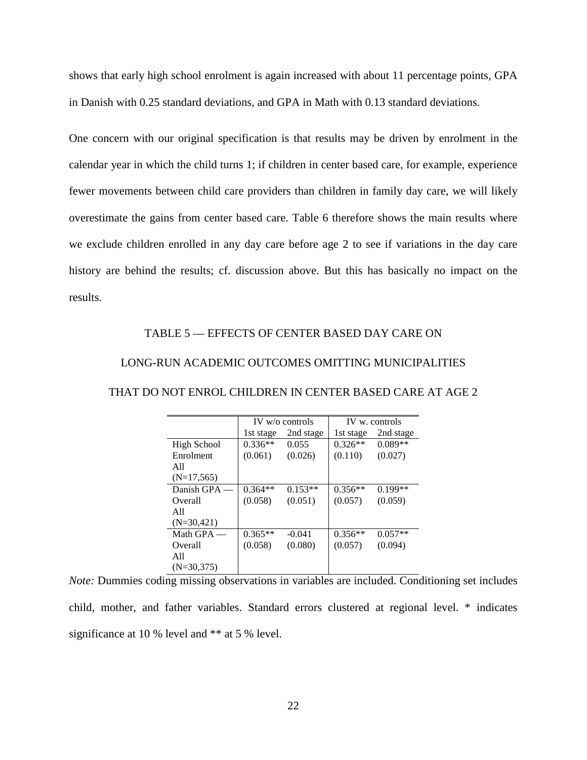shows that early high school enrolment is again increased with about 11 percentage points, GPA in Danish with 0.25 standard deviations, and GPA in Math with 0.13 standard deviations.

One concern with our original specification is that results may be driven by enrolment in the calendar year in which the child turns 1; if children in center based care, for example, experience fewer movements between child care providers than children in family day care, we will likely overestimate the gains from center based care. Table 6 therefore shows the main results where we exclude children enrolled in any day care before age 2 to see if variations in the day care history are behind the results; cf. discussion above. But this has basically no impact on the results.

TABLE 5 — EFFECTS OF CENTER BASED DAY CARE ON LONG-RUN ACADEMIC OUTCOMES OMITTING MUNICIPALITIES THAT DO NOT ENROL CHILDREN IN CENTER BASED CARE AT AGE 2

| | IV w/o controls | | IV w. controls | |
|---|---|---|---|---|
| | 1st stage | 2nd stage | 1st stage | 2nd stage |
| High School Enrolment All (N=17,565) | 0.336** (0.061) | 0.055 (0.026) | 0.326** (0.110) | 0.089** (0.027) |
| Danish GPA — Overall All (N=30,421) | 0.364** (0.058) | 0.153** (0.051) | 0.356** (0.057) | 0.199** (0.059) |
| Math GPA — Overall All (N=30,375) | 0.365** (0.058) | -0.041 (0.080) | 0.356** (0.057) | 0.057** (0.094) |

*Note:* Dummies coding missing observations in variables are included. Conditioning set includes child, mother, and father variables. Standard errors clustered at regional level. * indicates significance at 10 % level and ** at 5 % level.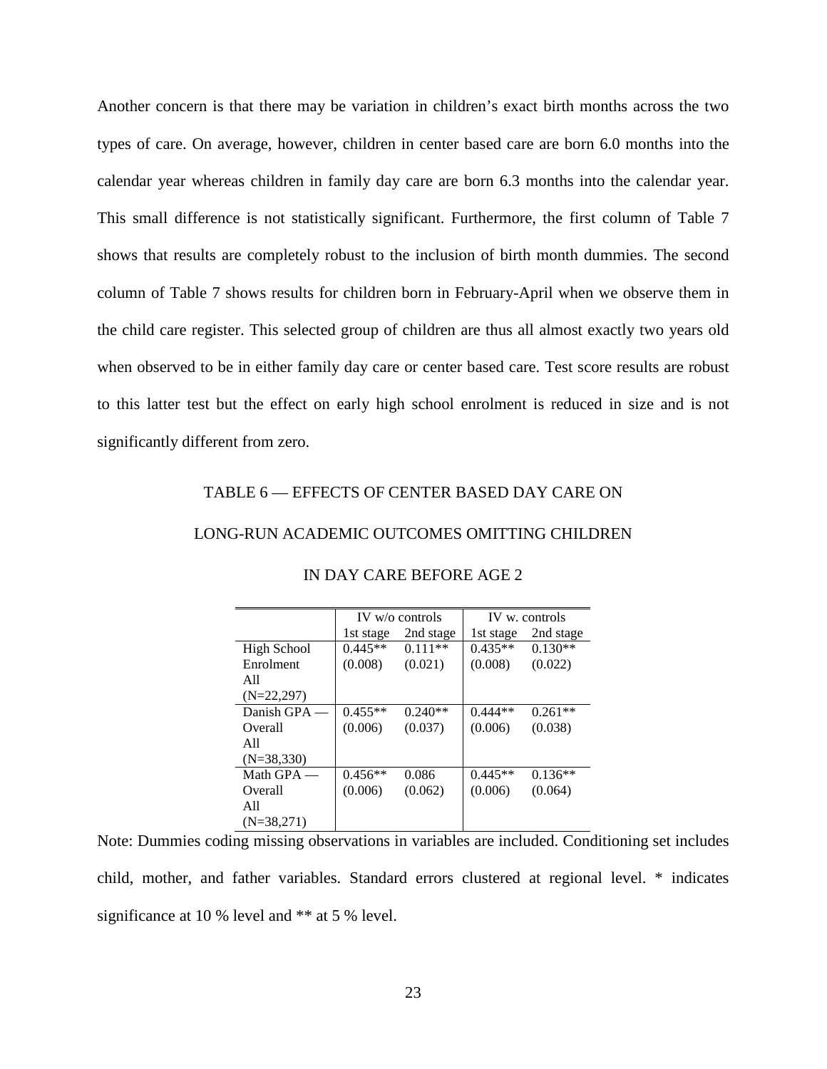Another concern is that there may be variation in children's exact birth months across the two types of care. On average, however, children in center based care are born 6.0 months into the calendar year whereas children in family day care are born 6.3 months into the calendar year. This small difference is not statistically significant. Furthermore, the first column of Table 7 shows that results are completely robust to the inclusion of birth month dummies. The second column of Table 7 shows results for children born in February-April when we observe them in the child care register. This selected group of children are thus all almost exactly two years old when observed to be in either family day care or center based care. Test score results are robust to this latter test but the effect on early high school enrolment is reduced in size and is not significantly different from zero.

TABLE 6 — EFFECTS OF CENTER BASED DAY CARE ON LONG-RUN ACADEMIC OUTCOMES OMITTING CHILDREN IN DAY CARE BEFORE AGE 2

| | IV w/o controls | | IV w. controls | |
|---|---|---|---|---|
| | 1st stage | 2nd stage | 1st stage | 2nd stage |
| High School Enrolment All (N=22,297) | 0.445** (0.008) | 0.111** (0.021) | 0.435** (0.008) | 0.130** (0.022) |
| Danish GPA — Overall All (N=38,330) | 0.455** (0.006) | 0.240** (0.037) | 0.444** (0.006) | 0.261** (0.038) |
| Math GPA — Overall All (N=38,271) | 0.456** (0.006) | 0.086 (0.062) | 0.445** (0.006) | 0.136** (0.064) |

Note: Dummies coding missing observations in variables are included. Conditioning set includes child, mother, and father variables. Standard errors clustered at regional level. * indicates significance at 10 % level and ** at 5 % level.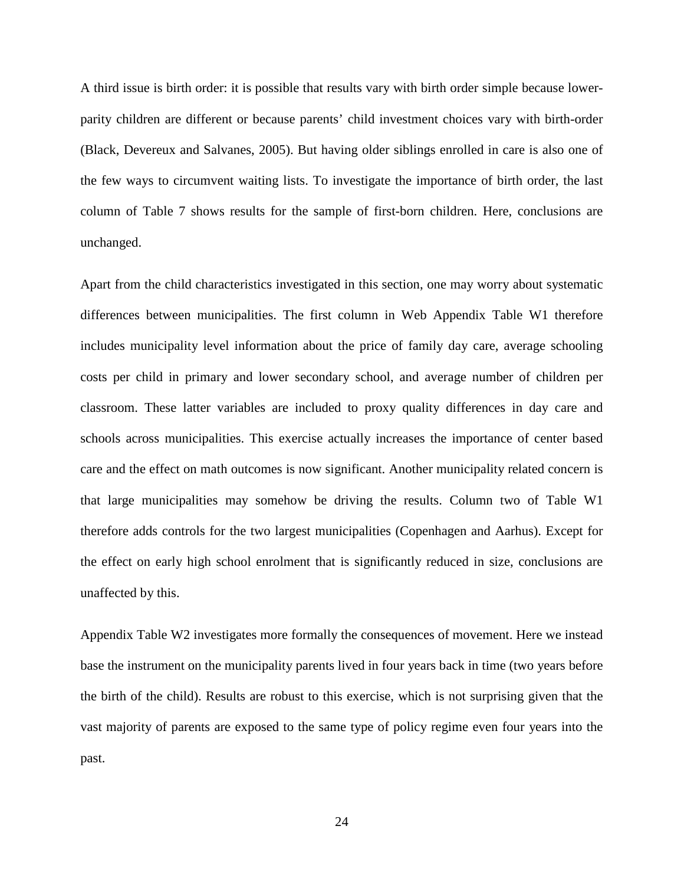A third issue is birth order: it is possible that results vary with birth order simple because lower-parity children are different or because parents' child investment choices vary with birth-order (Black, Devereux and Salvanes, 2005). But having older siblings enrolled in care is also one of the few ways to circumvent waiting lists. To investigate the importance of birth order, the last column of Table 7 shows results for the sample of first-born children. Here, conclusions are unchanged.

Apart from the child characteristics investigated in this section, one may worry about systematic differences between municipalities. The first column in Web Appendix Table W1 therefore includes municipality level information about the price of family day care, average schooling costs per child in primary and lower secondary school, and average number of children per classroom. These latter variables are included to proxy quality differences in day care and schools across municipalities. This exercise actually increases the importance of center based care and the effect on math outcomes is now significant. Another municipality related concern is that large municipalities may somehow be driving the results. Column two of Table W1 therefore adds controls for the two largest municipalities (Copenhagen and Aarhus). Except for the effect on early high school enrolment that is significantly reduced in size, conclusions are unaffected by this.

Appendix Table W2 investigates more formally the consequences of movement. Here we instead base the instrument on the municipality parents lived in four years back in time (two years before the birth of the child). Results are robust to this exercise, which is not surprising given that the vast majority of parents are exposed to the same type of policy regime even four years into the past.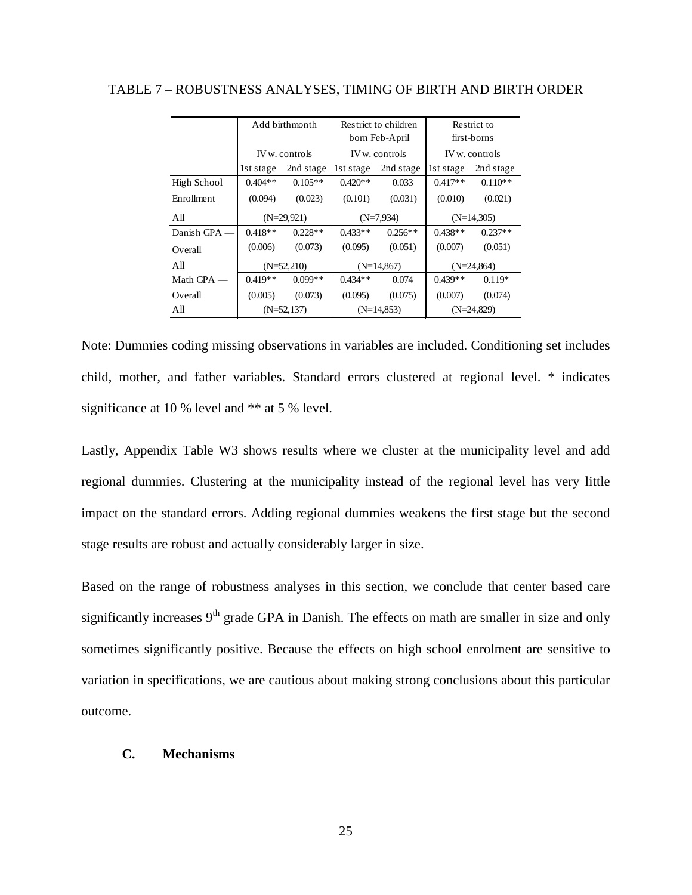TABLE 7 – ROBUSTNESS ANALYSES, TIMING OF BIRTH AND BIRTH ORDER

| | Add birthmonth | | Restrict to children born Feb-April | | Restrict to first-borns | |
|---|---|---|---|---|---|---|
| | IV w. controls | | IV w. controls | | IV w. controls | |
| | 1st stage | 2nd stage | 1st stage | 2nd stage | 1st stage | 2nd stage |
| High School | 0.404** | 0.105** | 0.420** | 0.033 | 0.417** | 0.110** |
| Enrollment | (0.094) | (0.023) | (0.101) | (0.031) | (0.010) | (0.021) |
| All | (N=29,921) | | (N=7,934) | | (N=14,305) | |
| Danish GPA — | 0.418** | 0.228** | 0.433** | 0.256** | 0.438** | 0.237** |
| Overall | (0.006) | (0.073) | (0.095) | (0.051) | (0.007) | (0.051) |
| All | (N=52,210) | | (N=14,867) | | (N=24,864) | |
| Math GPA — | 0.419** | 0.099** | 0.434** | 0.074 | 0.439** | 0.119* |
| Overall | (0.005) | (0.073) | (0.095) | (0.075) | (0.007) | (0.074) |
| All | (N=52,137) | | (N=14,853) | | (N=24,829) | |

Note: Dummies coding missing observations in variables are included. Conditioning set includes child, mother, and father variables. Standard errors clustered at regional level. * indicates significance at 10 % level and ** at 5 % level.

Lastly, Appendix Table W3 shows results where we cluster at the municipality level and add regional dummies. Clustering at the municipality instead of the regional level has very little impact on the standard errors. Adding regional dummies weakens the first stage but the second stage results are robust and actually considerably larger in size.

Based on the range of robustness analyses in this section, we conclude that center based care significantly increases 9th grade GPA in Danish. The effects on math are smaller in size and only sometimes significantly positive. Because the effects on high school enrolment are sensitive to variation in specifications, we are cautious about making strong conclusions about this particular outcome.

### C. Mechanisms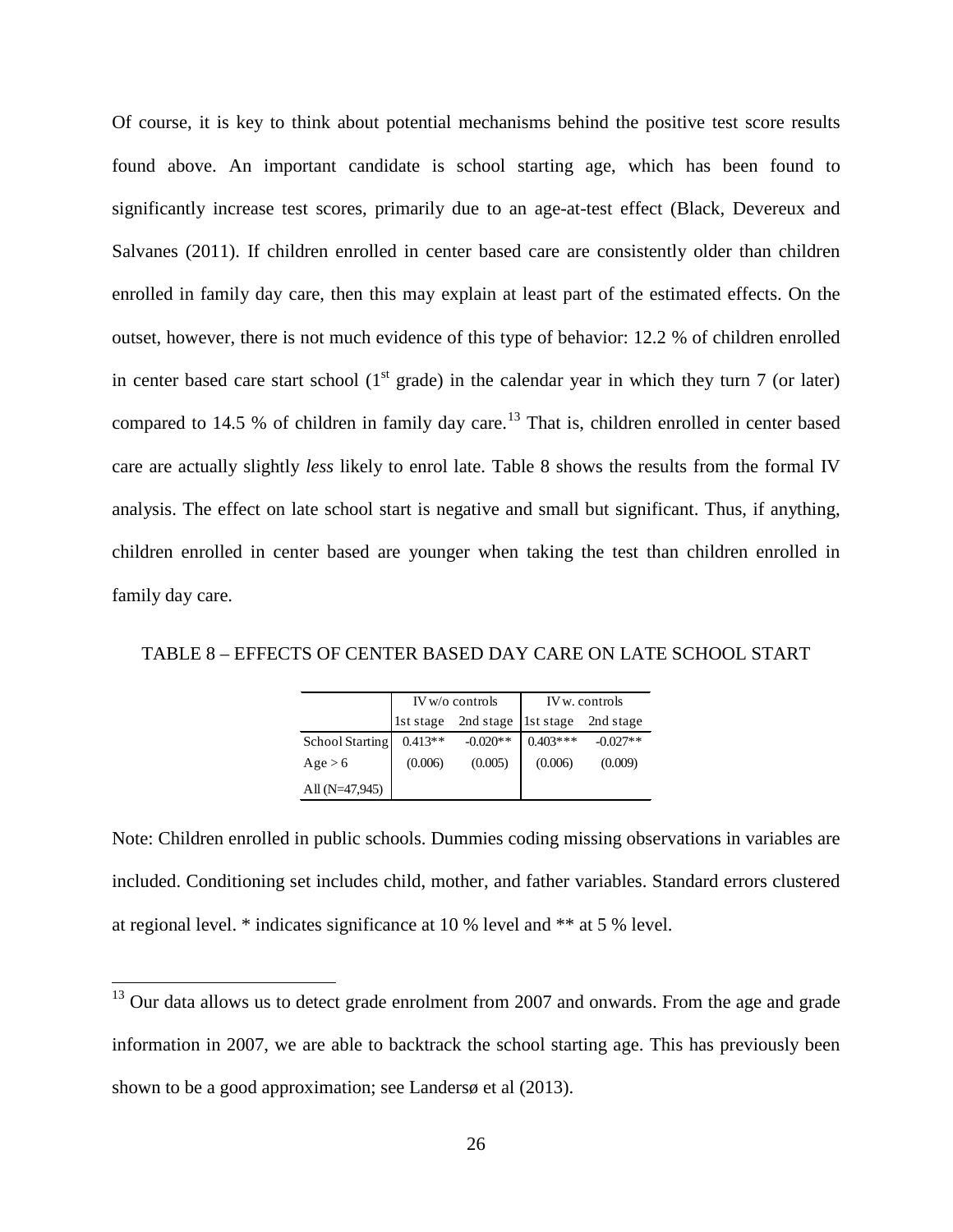Of course, it is key to think about potential mechanisms behind the positive test score results found above. An important candidate is school starting age, which has been found to significantly increase test scores, primarily due to an age-at-test effect (Black, Devereux and Salvanes (2011). If children enrolled in center based care are consistently older than children enrolled in family day care, then this may explain at least part of the estimated effects. On the outset, however, there is not much evidence of this type of behavior: 12.2 % of children enrolled in center based care start school (1st grade) in the calendar year in which they turn 7 (or later) compared to 14.5 % of children in family day care.[13] That is, children enrolled in center based care are actually slightly *less* likely to enrol late. Table 8 shows the results from the formal IV analysis. The effect on late school start is negative and small but significant. Thus, if anything, children enrolled in center based are younger when taking the test than children enrolled in family day care.

TABLE 8 – EFFECTS OF CENTER BASED DAY CARE ON LATE SCHOOL START

| | IV w/o controls | | IV w. controls | |
|---|---|---|---|---|
| | 1st stage | 2nd stage | 1st stage | 2nd stage |
| School Starting | 0.413** | -0.020** | 0.403*** | -0.027** |
| Age > 6 | (0.006) | (0.005) | (0.006) | (0.009) |
| All (N=47,945) | | | | |

Note: Children enrolled in public schools. Dummies coding missing observations in variables are included. Conditioning set includes child, mother, and father variables. Standard errors clustered at regional level. * indicates significance at 10 % level and ** at 5 % level.

[13] Our data allows us to detect grade enrolment from 2007 and onwards. From the age and grade information in 2007, we are able to backtrack the school starting age. This has previously been shown to be a good approximation; see Landersø et al (2013).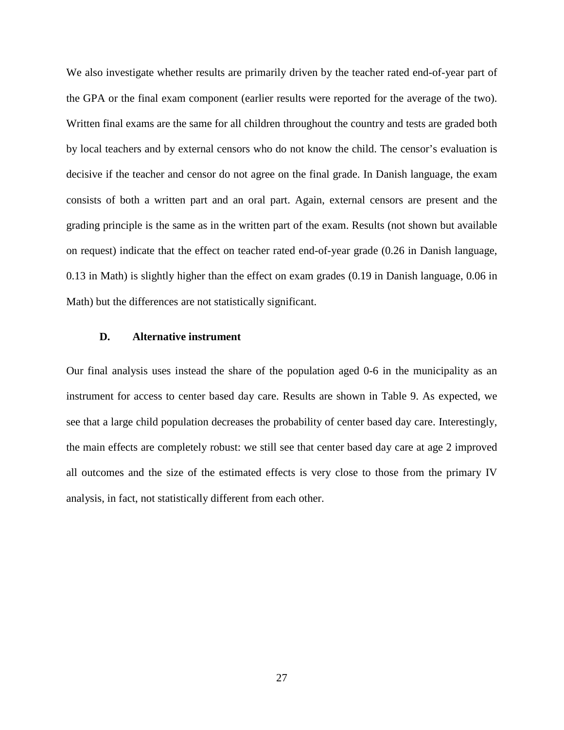We also investigate whether results are primarily driven by the teacher rated end-of-year part of the GPA or the final exam component (earlier results were reported for the average of the two). Written final exams are the same for all children throughout the country and tests are graded both by local teachers and by external censors who do not know the child. The censor's evaluation is decisive if the teacher and censor do not agree on the final grade. In Danish language, the exam consists of both a written part and an oral part. Again, external censors are present and the grading principle is the same as in the written part of the exam. Results (not shown but available on request) indicate that the effect on teacher rated end-of-year grade (0.26 in Danish language, 0.13 in Math) is slightly higher than the effect on exam grades (0.19 in Danish language, 0.06 in Math) but the differences are not statistically significant.

### D. Alternative instrument

Our final analysis uses instead the share of the population aged 0-6 in the municipality as an instrument for access to center based day care. Results are shown in Table 9. As expected, we see that a large child population decreases the probability of center based day care. Interestingly, the main effects are completely robust: we still see that center based day care at age 2 improved all outcomes and the size of the estimated effects is very close to those from the primary IV analysis, in fact, not statistically different from each other.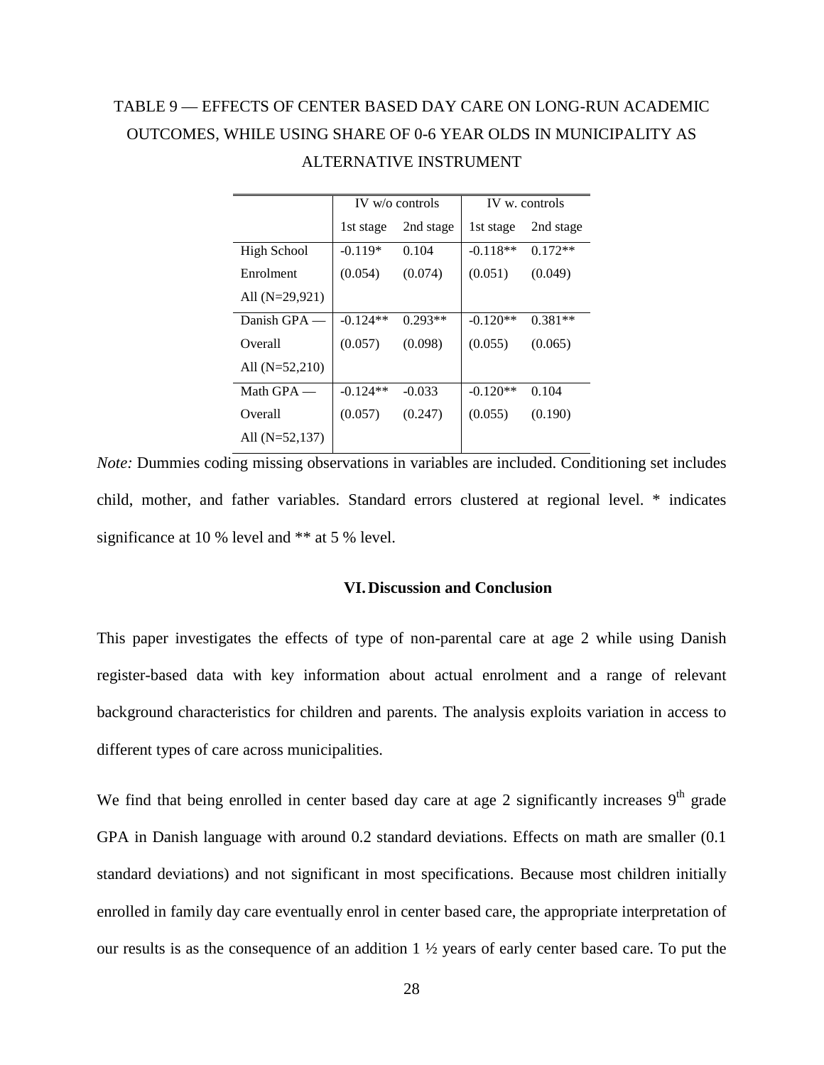TABLE 9 — EFFECTS OF CENTER BASED DAY CARE ON LONG-RUN ACADEMIC OUTCOMES, WHILE USING SHARE OF 0-6 YEAR OLDS IN MUNICIPALITY AS ALTERNATIVE INSTRUMENT

| | IV w/o controls | | IV w. controls | |
|---|---|---|---|---|
| | 1st stage | 2nd stage | 1st stage | 2nd stage |
| High School Enrolment All (N=29,921) | -0.119* (0.054) | 0.104 (0.074) | -0.118** (0.051) | 0.172** (0.049) |
| Danish GPA — Overall All (N=52,210) | -0.124** (0.057) | 0.293** (0.098) | -0.120** (0.055) | 0.381** (0.065) |
| Math GPA — Overall All (N=52,137) | -0.124** (0.057) | -0.033 (0.247) | -0.120** (0.055) | 0.104 (0.190) |

*Note:* Dummies coding missing observations in variables are included. Conditioning set includes child, mother, and father variables. Standard errors clustered at regional level. * indicates significance at 10 % level and ** at 5 % level.

## VI. Discussion and Conclusion

This paper investigates the effects of type of non-parental care at age 2 while using Danish register-based data with key information about actual enrolment and a range of relevant background characteristics for children and parents. The analysis exploits variation in access to different types of care across municipalities.

We find that being enrolled in center based day care at age 2 significantly increases 9th grade GPA in Danish language with around 0.2 standard deviations. Effects on math are smaller (0.1 standard deviations) and not significant in most specifications. Because most children initially enrolled in family day care eventually enrol in center based care, the appropriate interpretation of our results is as the consequence of an addition 1 ½ years of early center based care. To put the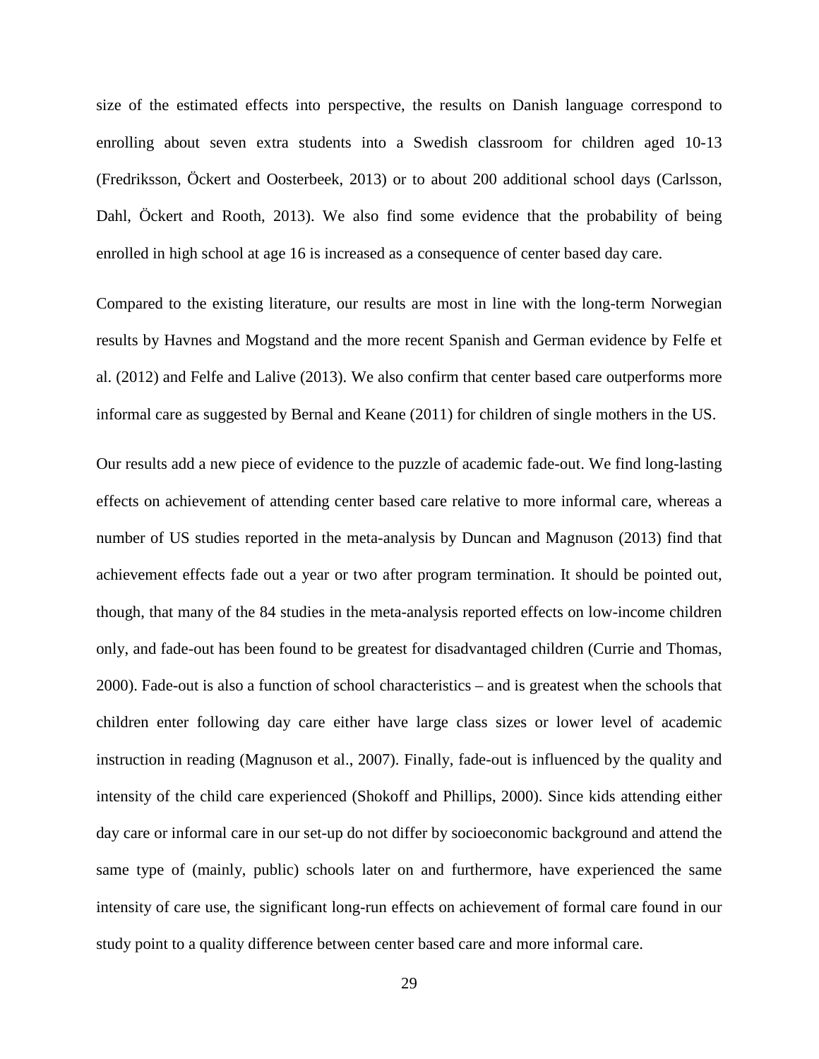size of the estimated effects into perspective, the results on Danish language correspond to enrolling about seven extra students into a Swedish classroom for children aged 10-13 (Fredriksson, Öckert and Oosterbeek, 2013) or to about 200 additional school days (Carlsson, Dahl, Öckert and Rooth, 2013). We also find some evidence that the probability of being enrolled in high school at age 16 is increased as a consequence of center based day care.

Compared to the existing literature, our results are most in line with the long-term Norwegian results by Havnes and Mogstand and the more recent Spanish and German evidence by Felfe et al. (2012) and Felfe and Lalive (2013). We also confirm that center based care outperforms more informal care as suggested by Bernal and Keane (2011) for children of single mothers in the US.

Our results add a new piece of evidence to the puzzle of academic fade-out. We find long-lasting effects on achievement of attending center based care relative to more informal care, whereas a number of US studies reported in the meta-analysis by Duncan and Magnuson (2013) find that achievement effects fade out a year or two after program termination. It should be pointed out, though, that many of the 84 studies in the meta-analysis reported effects on low-income children only, and fade-out has been found to be greatest for disadvantaged children (Currie and Thomas, 2000). Fade-out is also a function of school characteristics – and is greatest when the schools that children enter following day care either have large class sizes or lower level of academic instruction in reading (Magnuson et al., 2007). Finally, fade-out is influenced by the quality and intensity of the child care experienced (Shokoff and Phillips, 2000). Since kids attending either day care or informal care in our set-up do not differ by socioeconomic background and attend the same type of (mainly, public) schools later on and furthermore, have experienced the same intensity of care use, the significant long-run effects on achievement of formal care found in our study point to a quality difference between center based care and more informal care.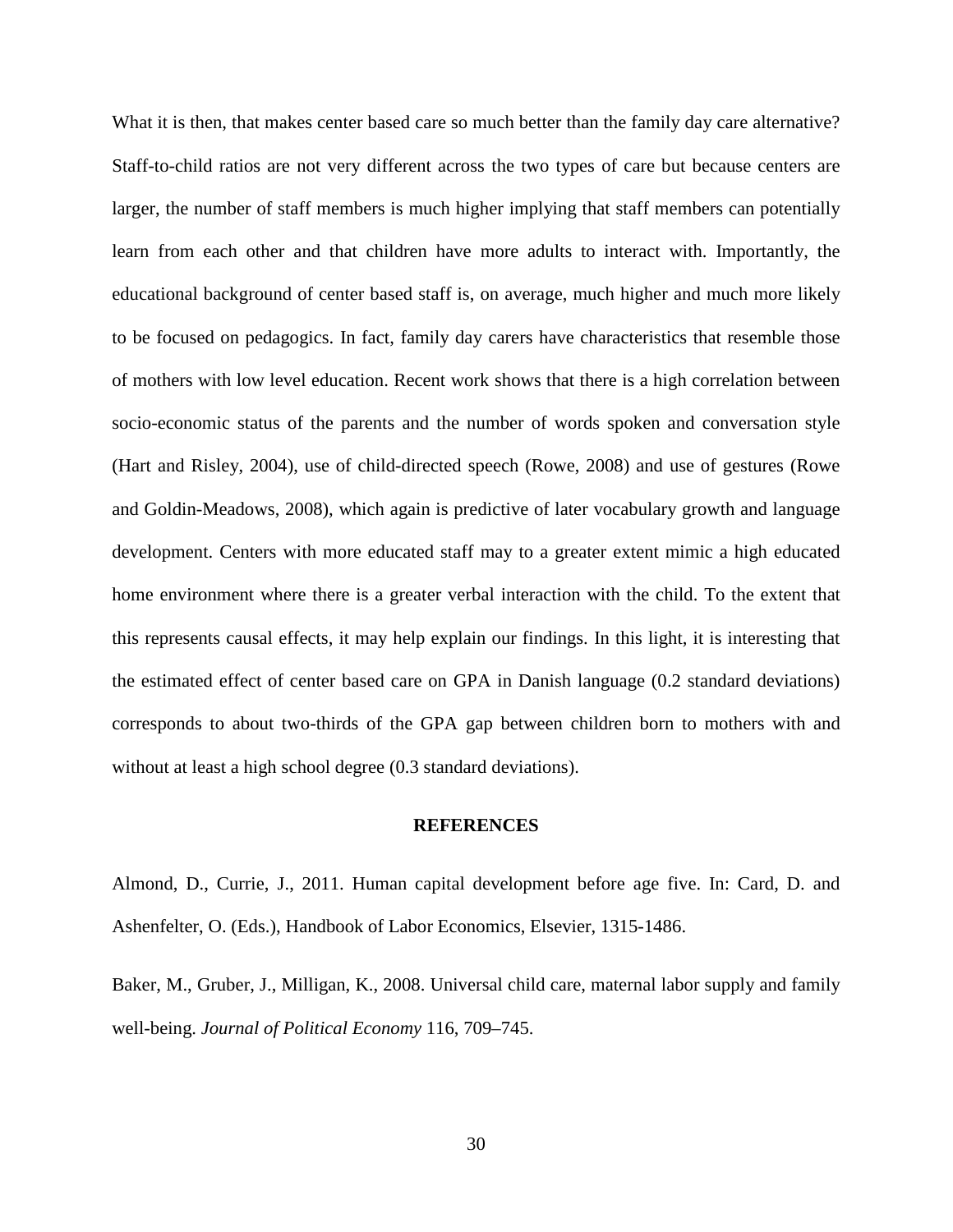What it is then, that makes center based care so much better than the family day care alternative? Staff-to-child ratios are not very different across the two types of care but because centers are larger, the number of staff members is much higher implying that staff members can potentially learn from each other and that children have more adults to interact with. Importantly, the educational background of center based staff is, on average, much higher and much more likely to be focused on pedagogics. In fact, family day carers have characteristics that resemble those of mothers with low level education. Recent work shows that there is a high correlation between socio-economic status of the parents and the number of words spoken and conversation style (Hart and Risley, 2004), use of child-directed speech (Rowe, 2008) and use of gestures (Rowe and Goldin-Meadows, 2008), which again is predictive of later vocabulary growth and language development. Centers with more educated staff may to a greater extent mimic a high educated home environment where there is a greater verbal interaction with the child. To the extent that this represents causal effects, it may help explain our findings. In this light, it is interesting that the estimated effect of center based care on GPA in Danish language (0.2 standard deviations) corresponds to about two-thirds of the GPA gap between children born to mothers with and without at least a high school degree (0.3 standard deviations).

## REFERENCES

Almond, D., Currie, J., 2011. Human capital development before age five. In: Card, D. and Ashenfelter, O. (Eds.), Handbook of Labor Economics, Elsevier, 1315-1486.

Baker, M., Gruber, J., Milligan, K., 2008. Universal child care, maternal labor supply and family well-being. *Journal of Political Economy* 116, 709–745.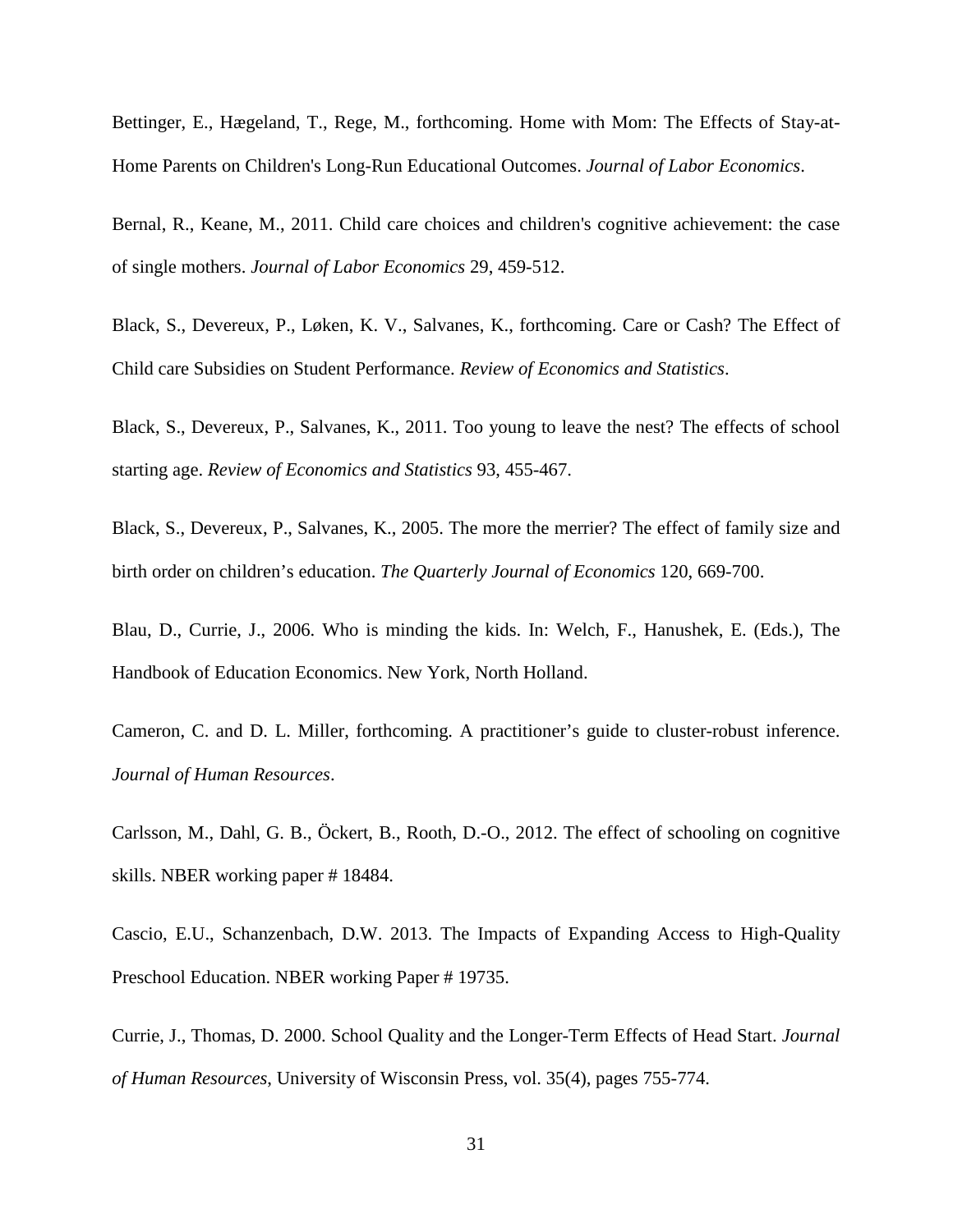Bettinger, E., Hægeland, T., Rege, M., forthcoming. Home with Mom: The Effects of Stay-at-Home Parents on Children's Long-Run Educational Outcomes. *Journal of Labor Economics*.

Bernal, R., Keane, M., 2011. Child care choices and children's cognitive achievement: the case of single mothers. *Journal of Labor Economics* 29, 459-512.

Black, S., Devereux, P., Løken, K. V., Salvanes, K., forthcoming. Care or Cash? The Effect of Child care Subsidies on Student Performance. *Review of Economics and Statistics*.

Black, S., Devereux, P., Salvanes, K., 2011. Too young to leave the nest? The effects of school starting age. *Review of Economics and Statistics* 93, 455-467.

Black, S., Devereux, P., Salvanes, K., 2005. The more the merrier? The effect of family size and birth order on children's education. *The Quarterly Journal of Economics* 120, 669-700.

Blau, D., Currie, J., 2006. Who is minding the kids. In: Welch, F., Hanushek, E. (Eds.), The Handbook of Education Economics. New York, North Holland.

Cameron, C. and D. L. Miller, forthcoming. A practitioner's guide to cluster-robust inference. *Journal of Human Resources*.

Carlsson, M., Dahl, G. B., Öckert, B., Rooth, D.-O., 2012. The effect of schooling on cognitive skills. NBER working paper # 18484.

Cascio, E.U., Schanzenbach, D.W. 2013. The Impacts of Expanding Access to High-Quality Preschool Education. NBER working Paper # 19735.

Currie, J., Thomas, D. 2000. School Quality and the Longer-Term Effects of Head Start. *Journal of Human Resources*, University of Wisconsin Press, vol. 35(4), pages 755-774.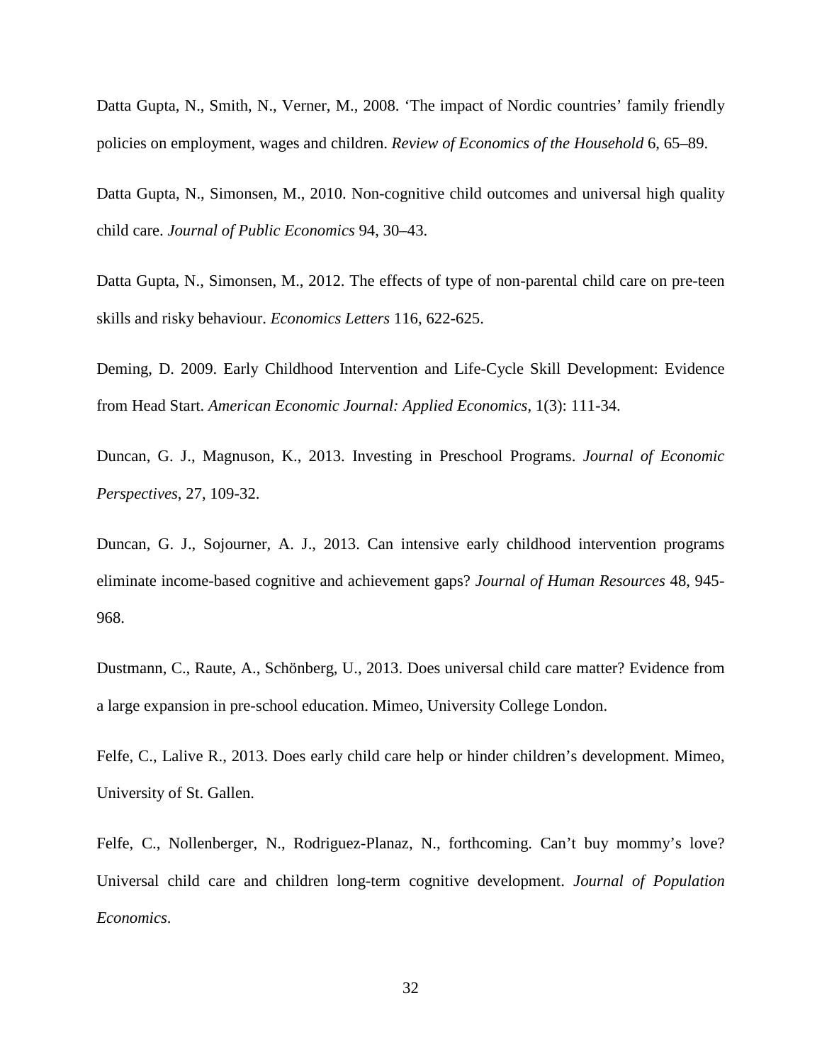Datta Gupta, N., Smith, N., Verner, M., 2008. 'The impact of Nordic countries' family friendly policies on employment, wages and children. *Review of Economics of the Household* 6, 65–89.

Datta Gupta, N., Simonsen, M., 2010. Non-cognitive child outcomes and universal high quality child care. *Journal of Public Economics* 94, 30–43.

Datta Gupta, N., Simonsen, M., 2012. The effects of type of non-parental child care on pre-teen skills and risky behaviour. *Economics Letters* 116, 622-625.

Deming, D. 2009. Early Childhood Intervention and Life-Cycle Skill Development: Evidence from Head Start. *American Economic Journal: Applied Economics*, 1(3): 111-34.

Duncan, G. J., Magnuson, K., 2013. Investing in Preschool Programs. *Journal of Economic Perspectives*, 27, 109-32.

Duncan, G. J., Sojourner, A. J., 2013. Can intensive early childhood intervention programs eliminate income-based cognitive and achievement gaps? *Journal of Human Resources* 48, 945-968.

Dustmann, C., Raute, A., Schönberg, U., 2013. Does universal child care matter? Evidence from a large expansion in pre-school education. Mimeo, University College London.

Felfe, C., Lalive R., 2013. Does early child care help or hinder children's development. Mimeo, University of St. Gallen.

Felfe, C., Nollenberger, N., Rodriguez-Planaz, N., forthcoming. Can't buy mommy's love? Universal child care and children long-term cognitive development. *Journal of Population Economics*.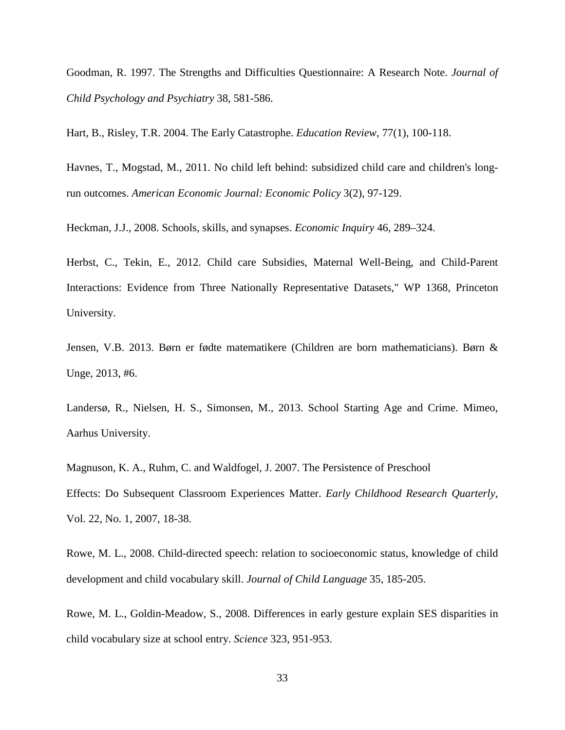Goodman, R. 1997. The Strengths and Difficulties Questionnaire: A Research Note. *Journal of Child Psychology and Psychiatry* 38, 581-586.

Hart, B., Risley, T.R. 2004. The Early Catastrophe. *Education Review*, 77(1), 100-118.

Havnes, T., Mogstad, M., 2011. No child left behind: subsidized child care and children's long-run outcomes. *American Economic Journal: Economic Policy* 3(2), 97-129.

Heckman, J.J., 2008. Schools, skills, and synapses. *Economic Inquiry* 46, 289–324.

Herbst, C., Tekin, E., 2012. Child care Subsidies, Maternal Well-Being, and Child-Parent Interactions: Evidence from Three Nationally Representative Datasets," WP 1368, Princeton University.

Jensen, V.B. 2013. Børn er fødte matematikere (Children are born mathematicians). Børn & Unge, 2013, #6.

Landersø, R., Nielsen, H. S., Simonsen, M., 2013. School Starting Age and Crime. Mimeo, Aarhus University.

Magnuson, K. A., Ruhm, C. and Waldfogel, J. 2007. The Persistence of Preschool Effects: Do Subsequent Classroom Experiences Matter. *Early Childhood Research Quarterly*, Vol. 22, No. 1, 2007, 18-38.

Rowe, M. L., 2008. Child-directed speech: relation to socioeconomic status, knowledge of child development and child vocabulary skill. *Journal of Child Language* 35, 185-205.

Rowe, M. L., Goldin-Meadow, S., 2008. Differences in early gesture explain SES disparities in child vocabulary size at school entry. *Science* 323, 951-953.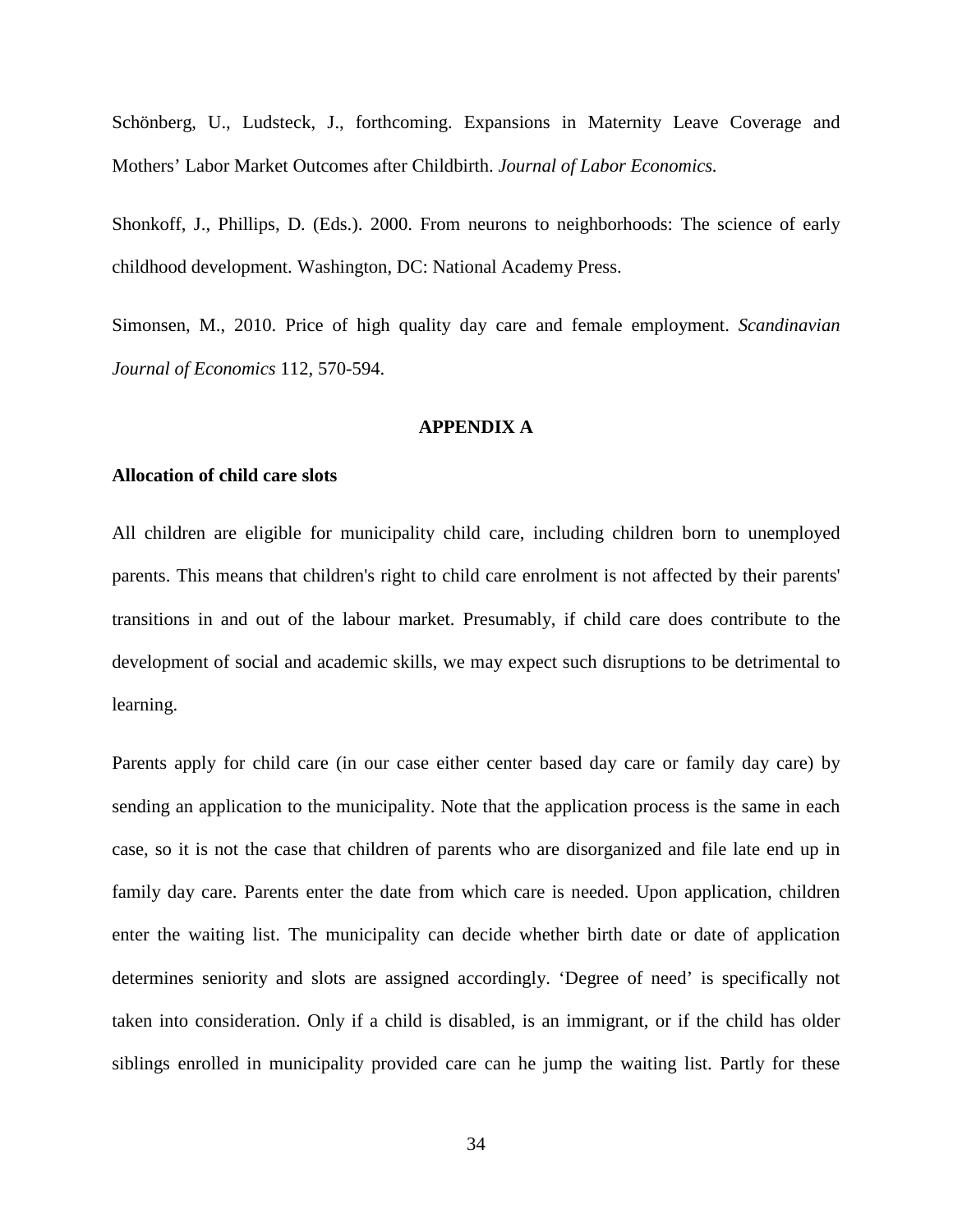Schönberg, U., Ludsteck, J., forthcoming. Expansions in Maternity Leave Coverage and Mothers' Labor Market Outcomes after Childbirth. *Journal of Labor Economics.*

Shonkoff, J., Phillips, D. (Eds.). 2000. From neurons to neighborhoods: The science of early childhood development. Washington, DC: National Academy Press.

Simonsen, M., 2010. Price of high quality day care and female employment. *Scandinavian Journal of Economics* 112, 570-594.

## APPENDIX A

### Allocation of child care slots

All children are eligible for municipality child care, including children born to unemployed parents. This means that children's right to child care enrolment is not affected by their parents' transitions in and out of the labour market. Presumably, if child care does contribute to the development of social and academic skills, we may expect such disruptions to be detrimental to learning.

Parents apply for child care (in our case either center based day care or family day care) by sending an application to the municipality. Note that the application process is the same in each case, so it is not the case that children of parents who are disorganized and file late end up in family day care. Parents enter the date from which care is needed. Upon application, children enter the waiting list. The municipality can decide whether birth date or date of application determines seniority and slots are assigned accordingly. 'Degree of need' is specifically not taken into consideration. Only if a child is disabled, is an immigrant, or if the child has older siblings enrolled in municipality provided care can he jump the waiting list. Partly for these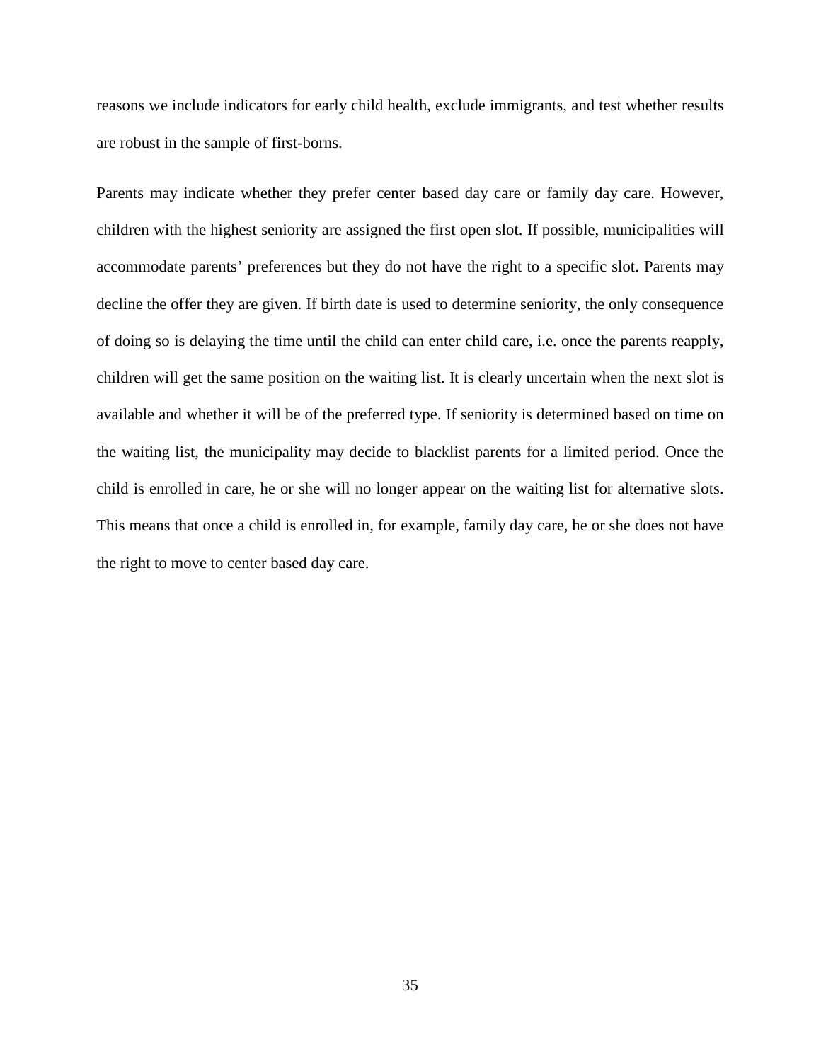reasons we include indicators for early child health, exclude immigrants, and test whether results are robust in the sample of first-borns.

Parents may indicate whether they prefer center based day care or family day care. However, children with the highest seniority are assigned the first open slot. If possible, municipalities will accommodate parents' preferences but they do not have the right to a specific slot. Parents may decline the offer they are given. If birth date is used to determine seniority, the only consequence of doing so is delaying the time until the child can enter child care, i.e. once the parents reapply, children will get the same position on the waiting list. It is clearly uncertain when the next slot is available and whether it will be of the preferred type. If seniority is determined based on time on the waiting list, the municipality may decide to blacklist parents for a limited period. Once the child is enrolled in care, he or she will no longer appear on the waiting list for alternative slots. This means that once a child is enrolled in, for example, family day care, he or she does not have the right to move to center based day care.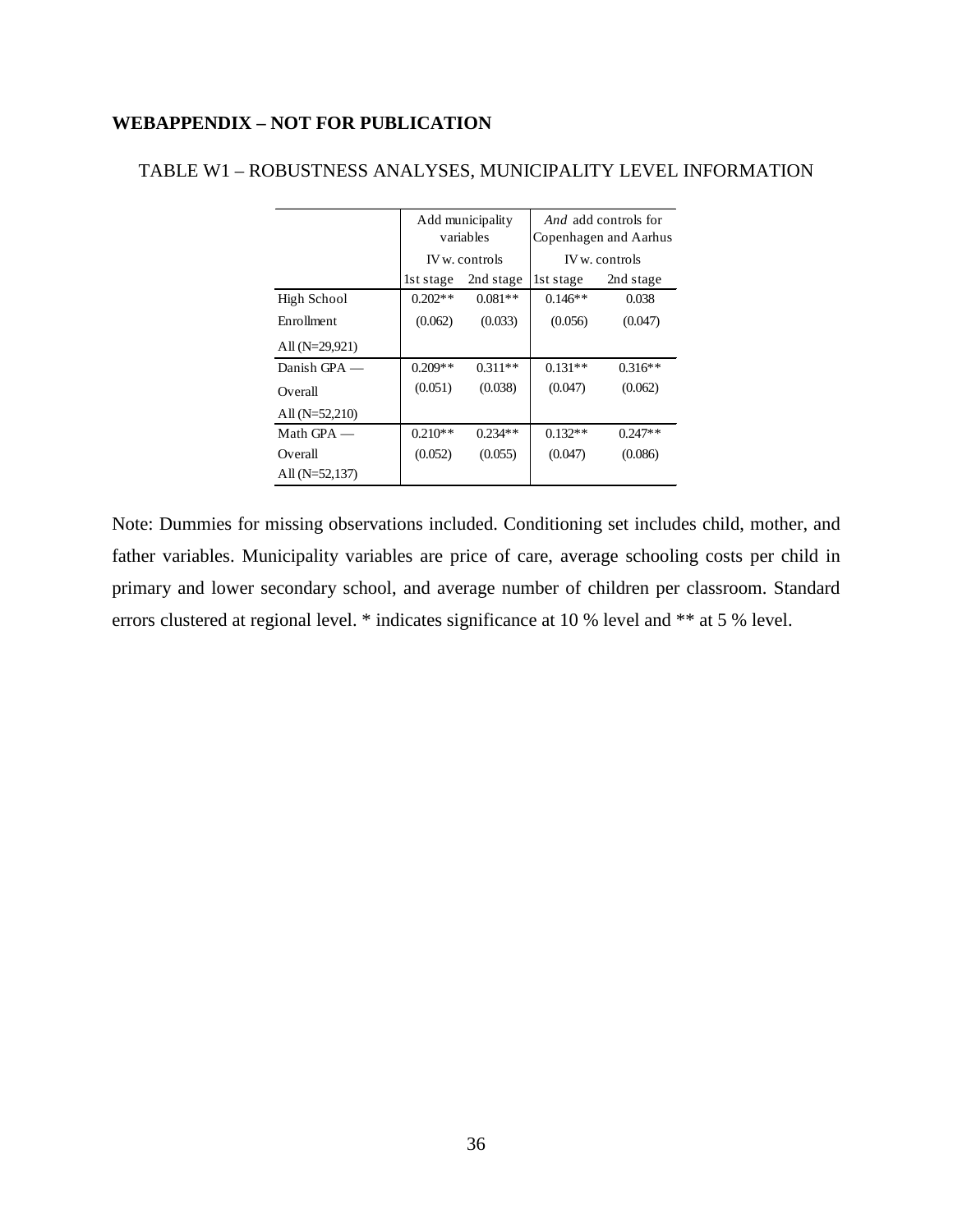**WEBAPPENDIX – NOT FOR PUBLICATION**

TABLE W1 – ROBUSTNESS ANALYSES, MUNICIPALITY LEVEL INFORMATION

| | Add municipality variables | | *And* add controls for Copenhagen and Aarhus | |
|---|---|---|---|---|
| | IV w. controls | | IV w. controls | |
| | 1st stage | 2nd stage | 1st stage | 2nd stage |
| High School | 0.202** | 0.081** | 0.146** | 0.038 |
| Enrollment | (0.062) | (0.033) | (0.056) | (0.047) |
| All (N=29,921) | | | | |
| Danish GPA — | 0.209** | 0.311** | 0.131** | 0.316** |
| Overall | (0.051) | (0.038) | (0.047) | (0.062) |
| All (N=52,210) | | | | |
| Math GPA — | 0.210** | 0.234** | 0.132** | 0.247** |
| Overall | (0.052) | (0.055) | (0.047) | (0.086) |
| All (N=52,137) | | | | |

Note: Dummies for missing observations included. Conditioning set includes child, mother, and father variables. Municipality variables are price of care, average schooling costs per child in primary and lower secondary school, and average number of children per classroom. Standard errors clustered at regional level. * indicates significance at 10 % level and ** at 5 % level.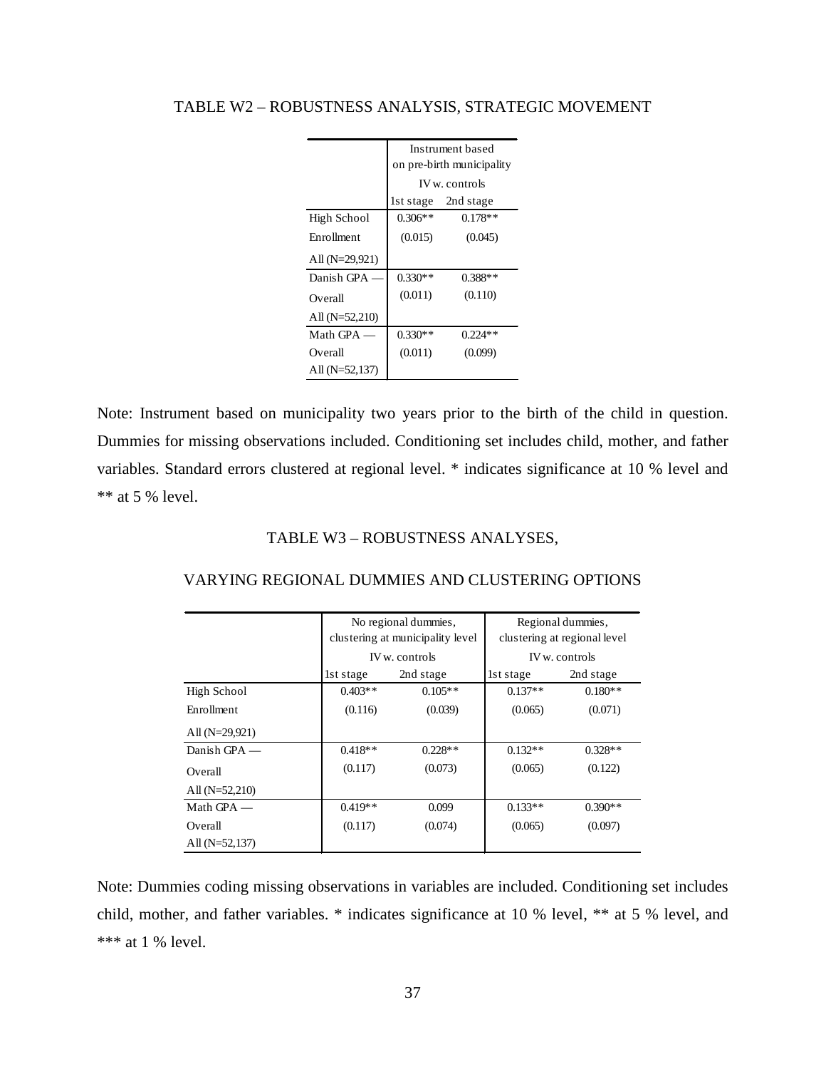TABLE W2 – ROBUSTNESS ANALYSIS, STRATEGIC MOVEMENT

| | Instrument based on pre-birth municipality | |
|---|---|---|
| | IV w. controls | |
| | 1st stage | 2nd stage |
| High School Enrollment All (N=29,921) | 0.306** (0.015) | 0.178** (0.045) |
| Danish GPA — Overall All (N=52,210) | 0.330** (0.011) | 0.388** (0.110) |
| Math GPA — Overall All (N=52,137) | 0.330** (0.011) | 0.224** (0.099) |

Note: Instrument based on municipality two years prior to the birth of the child in question. Dummies for missing observations included. Conditioning set includes child, mother, and father variables. Standard errors clustered at regional level. * indicates significance at 10 % level and ** at 5 % level.

TABLE W3 – ROBUSTNESS ANALYSES,

VARYING REGIONAL DUMMIES AND CLUSTERING OPTIONS

| | No regional dummies, clustering at municipality level | | Regional dummies, clustering at regional level | |
|---|---|---|---|---|
| | IV w. controls | | IV w. controls | |
| | 1st stage | 2nd stage | 1st stage | 2nd stage |
| High School Enrollment All (N=29,921) | 0.403** (0.116) | 0.105** (0.039) | 0.137** (0.065) | 0.180** (0.071) |
| Danish GPA — Overall All (N=52,210) | 0.418** (0.117) | 0.228** (0.073) | 0.132** (0.065) | 0.328** (0.122) |
| Math GPA — Overall All (N=52,137) | 0.419** (0.117) | 0.099 (0.074) | 0.133** (0.065) | 0.390** (0.097) |

Note: Dummies coding missing observations in variables are included. Conditioning set includes child, mother, and father variables. * indicates significance at 10 % level, ** at 5 % level, and *** at 1 % level.